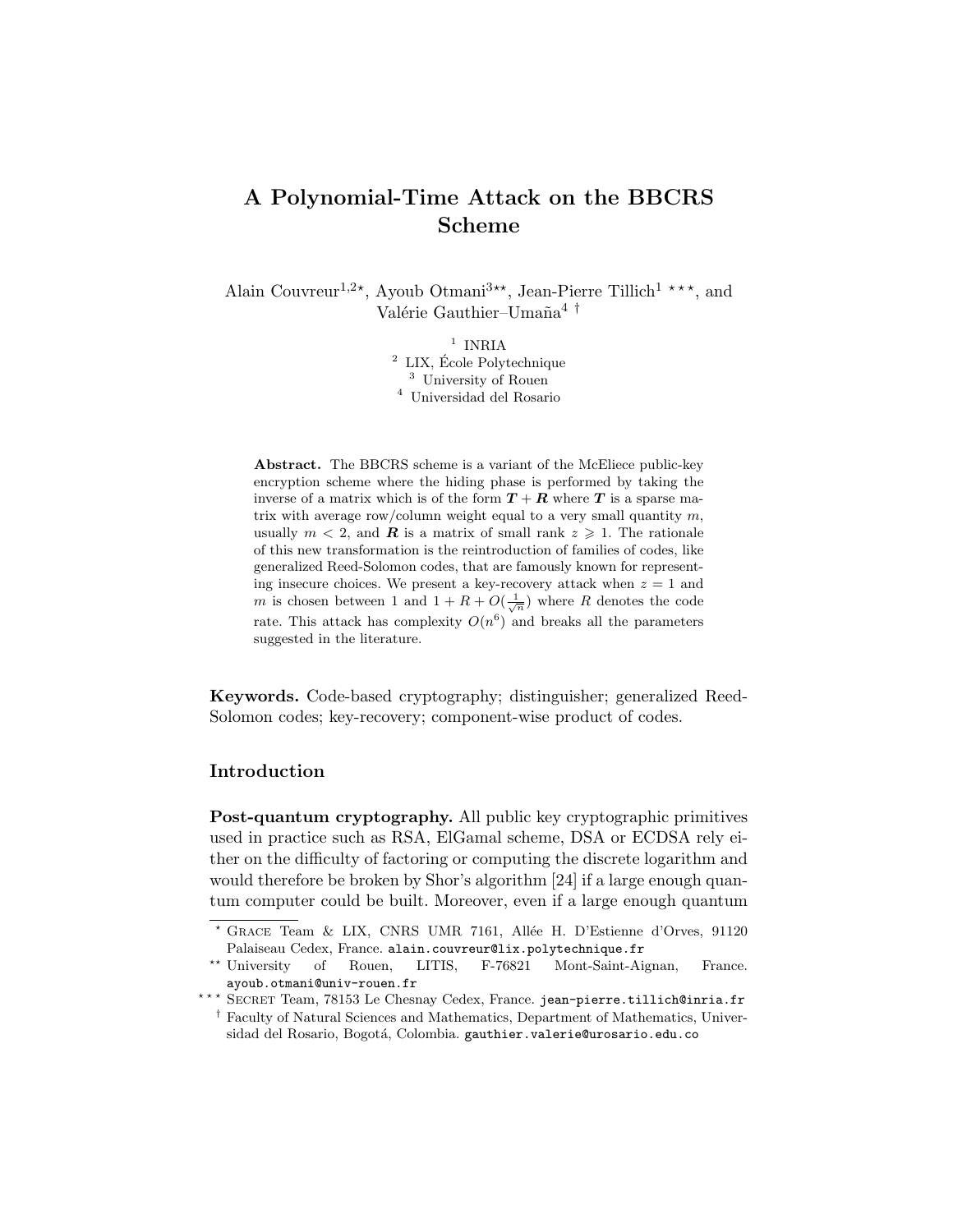# A Polynomial-Time Attack on the BBCRS Scheme

Alain Couvreur[1,2,⋆], Ayoub Otmani[3,⋆⋆], Jean-Pierre Tillich[1,⋆⋆⋆], and Valérie Gauthier–Umaña[4,†]

[1] INRIA
[2] LIX, École Polytechnique
[3] University of Rouen
[4] Universidad del Rosario

**Abstract.** The BBCRS scheme is a variant of the McEliece public-key encryption scheme where the hiding phase is performed by taking the inverse of a matrix which is of the form $\boldsymbol{T} + \boldsymbol{R}$ where $\boldsymbol{T}$ is a sparse matrix with average row/column weight equal to a very small quantity $m$, usually $m < 2$, and $\boldsymbol{R}$ is a matrix of small rank $z \geqslant 1$. The rationale of this new transformation is the reintroduction of families of codes, like generalized Reed-Solomon codes, that are famously known for representing insecure choices. We present a key-recovery attack when $z = 1$ and $m$ is chosen between 1 and $1 + R + O(\frac{1}{\sqrt{n}})$ where $R$ denotes the code rate. This attack has complexity $O(n^6)$ and breaks all the parameters suggested in the literature.

**Keywords.** Code-based cryptography; distinguisher; generalized Reed-Solomon codes; key-recovery; component-wise product of codes.

## Introduction

**Post-quantum cryptography.** All public key cryptographic primitives used in practice such as RSA, ElGamal scheme, DSA or ECDSA rely either on the difficulty of factoring or computing the discrete logarithm and would therefore be broken by Shor's algorithm [24] if a large enough quantum computer could be built. Moreover, even if a large enough quantum

---

⋆ Grace Team & LIX, CNRS UMR 7161, Allée H. D'Estienne d'Orves, 91120 Palaiseau Cedex, France. alain.couvreur@lix.polytechnique.fr

⋆⋆ University of Rouen, LITIS, F-76821 Mont-Saint-Aignan, France. ayoub.otmani@univ-rouen.fr

⋆⋆⋆ Secret Team, 78153 Le Chesnay Cedex, France. jean-pierre.tillich@inria.fr

† Faculty of Natural Sciences and Mathematics, Department of Mathematics, Universidad del Rosario, Bogotá, Colombia. gauthier.valerie@urosario.edu.co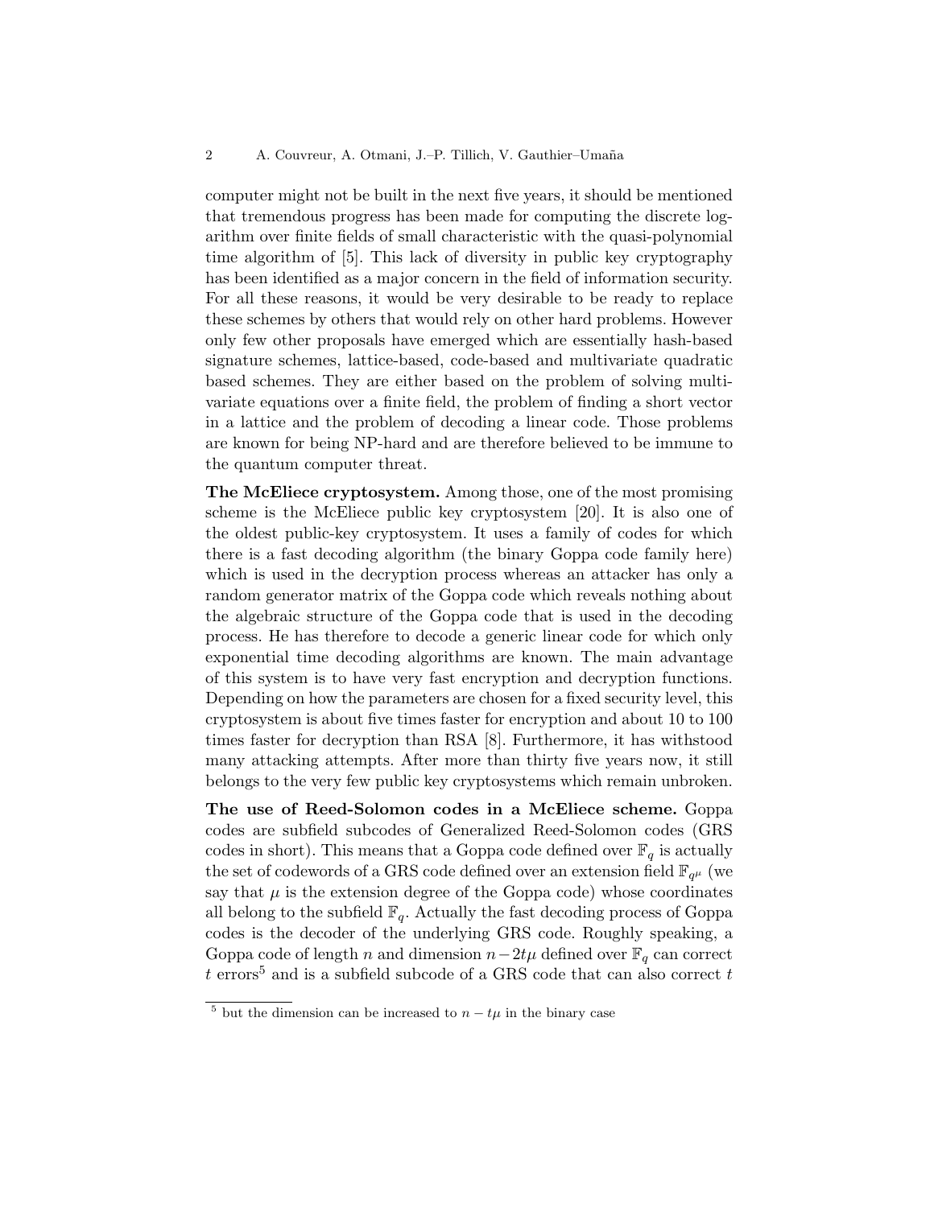computer might not be built in the next five years, it should be mentioned that tremendous progress has been made for computing the discrete logarithm over finite fields of small characteristic with the quasi-polynomial time algorithm of [5]. This lack of diversity in public key cryptography has been identified as a major concern in the field of information security. For all these reasons, it would be very desirable to be ready to replace these schemes by others that would rely on other hard problems. However only few other proposals have emerged which are essentially hash-based signature schemes, lattice-based, code-based and multivariate quadratic based schemes. They are either based on the problem of solving multivariate equations over a finite field, the problem of finding a short vector in a lattice and the problem of decoding a linear code. Those problems are known for being NP-hard and are therefore believed to be immune to the quantum computer threat.

**The McEliece cryptosystem.** Among those, one of the most promising scheme is the McEliece public key cryptosystem [20]. It is also one of the oldest public-key cryptosystem. It uses a family of codes for which there is a fast decoding algorithm (the binary Goppa code family here) which is used in the decryption process whereas an attacker has only a random generator matrix of the Goppa code which reveals nothing about the algebraic structure of the Goppa code that is used in the decoding process. He has therefore to decode a generic linear code for which only exponential time decoding algorithms are known. The main advantage of this system is to have very fast encryption and decryption functions. Depending on how the parameters are chosen for a fixed security level, this cryptosystem is about five times faster for encryption and about 10 to 100 times faster for decryption than RSA [8]. Furthermore, it has withstood many attacking attempts. After more than thirty five years now, it still belongs to the very few public key cryptosystems which remain unbroken.

**The use of Reed-Solomon codes in a McEliece scheme.** Goppa codes are subfield subcodes of Generalized Reed-Solomon codes (GRS codes in short). This means that a Goppa code defined over $\mathbb{F}_q$ is actually the set of codewords of a GRS code defined over an extension field $\mathbb{F}_{q^\mu}$ (we say that $\mu$ is the extension degree of the Goppa code) whose coordinates all belong to the subfield $\mathbb{F}_q$. Actually the fast decoding process of Goppa codes is the decoder of the underlying GRS code. Roughly speaking, a Goppa code of length $n$ and dimension $n-2t\mu$ defined over $\mathbb{F}_q$ can correct $t$ errors[5] and is a subfield subcode of a GRS code that can also correct $t$

[5] but the dimension can be increased to $n - t\mu$ in the binary case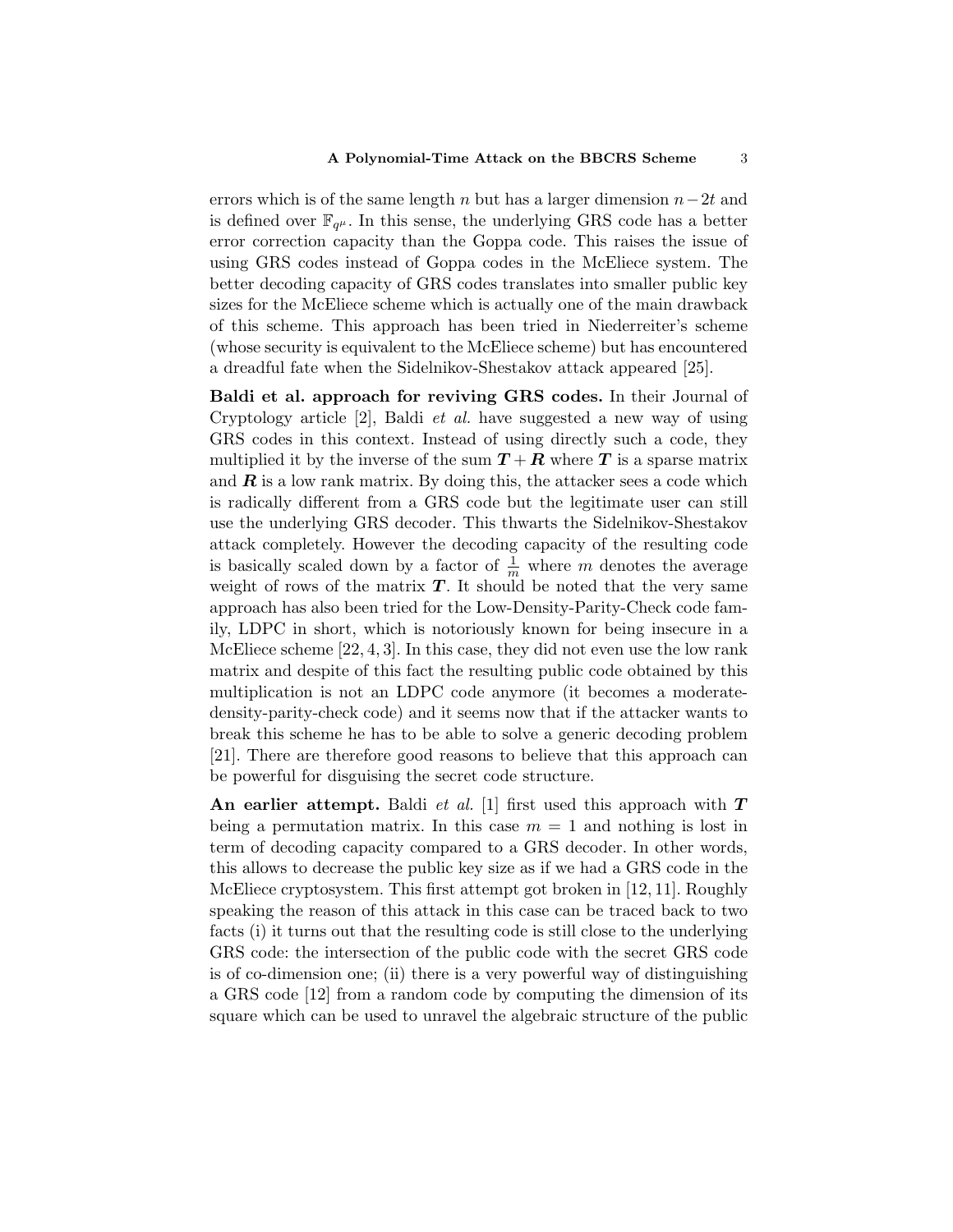errors which is of the same length $n$ but has a larger dimension $n-2t$ and is defined over $\mathbb{F}_{q^\mu}$. In this sense, the underlying GRS code has a better error correction capacity than the Goppa code. This raises the issue of using GRS codes instead of Goppa codes in the McEliece system. The better decoding capacity of GRS codes translates into smaller public key sizes for the McEliece scheme which is actually one of the main drawback of this scheme. This approach has been tried in Niederreiter's scheme (whose security is equivalent to the McEliece scheme) but has encountered a dreadful fate when the Sidelnikov-Shestakov attack appeared [25].

**Baldi et al. approach for reviving GRS codes.** In their Journal of Cryptology article [2], Baldi *et al.* have suggested a new way of using GRS codes in this context. Instead of using directly such a code, they multiplied it by the inverse of the sum $\boldsymbol{T}+\boldsymbol{R}$ where $\boldsymbol{T}$ is a sparse matrix and $\boldsymbol{R}$ is a low rank matrix. By doing this, the attacker sees a code which is radically different from a GRS code but the legitimate user can still use the underlying GRS decoder. This thwarts the Sidelnikov-Shestakov attack completely. However the decoding capacity of the resulting code is basically scaled down by a factor of $\frac{1}{m}$ where $m$ denotes the average weight of rows of the matrix $\boldsymbol{T}$. It should be noted that the very same approach has also been tried for the Low-Density-Parity-Check code family, LDPC in short, which is notoriously known for being insecure in a McEliece scheme [22, 4, 3]. In this case, they did not even use the low rank matrix and despite of this fact the resulting public code obtained by this multiplication is not an LDPC code anymore (it becomes a moderate-density-parity-check code) and it seems now that if the attacker wants to break this scheme he has to be able to solve a generic decoding problem [21]. There are therefore good reasons to believe that this approach can be powerful for disguising the secret code structure.

**An earlier attempt.** Baldi *et al.* [1] first used this approach with $\boldsymbol{T}$ being a permutation matrix. In this case $m = 1$ and nothing is lost in term of decoding capacity compared to a GRS decoder. In other words, this allows to decrease the public key size as if we had a GRS code in the McEliece cryptosystem. This first attempt got broken in [12, 11]. Roughly speaking the reason of this attack in this case can be traced back to two facts (i) it turns out that the resulting code is still close to the underlying GRS code: the intersection of the public code with the secret GRS code is of co-dimension one; (ii) there is a very powerful way of distinguishing a GRS code [12] from a random code by computing the dimension of its square which can be used to unravel the algebraic structure of the public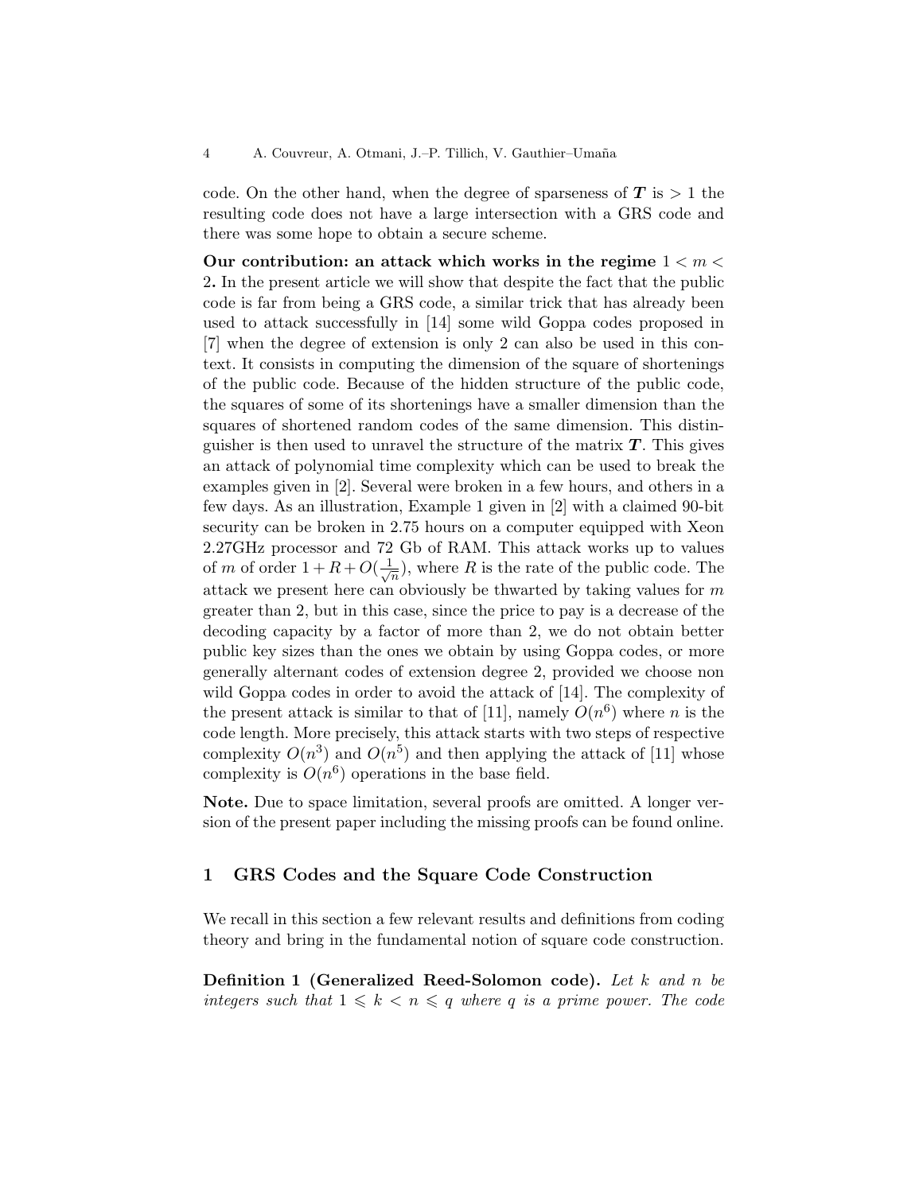code. On the other hand, when the degree of sparseness of $\boldsymbol{T}$ is $> 1$ the resulting code does not have a large intersection with a GRS code and there was some hope to obtain a secure scheme.

**Our contribution: an attack which works in the regime $1 < m < 2$.** In the present article we will show that despite the fact that the public code is far from being a GRS code, a similar trick that has already been used to attack successfully in [14] some wild Goppa codes proposed in [7] when the degree of extension is only 2 can also be used in this context. It consists in computing the dimension of the square of shortenings of the public code. Because of the hidden structure of the public code, the squares of some of its shortenings have a smaller dimension than the squares of shortened random codes of the same dimension. This distinguisher is then used to unravel the structure of the matrix $\boldsymbol{T}$. This gives an attack of polynomial time complexity which can be used to break the examples given in [2]. Several were broken in a few hours, and others in a few days. As an illustration, Example 1 given in [2] with a claimed 90-bit security can be broken in 2.75 hours on a computer equipped with Xeon 2.27GHz processor and 72 Gb of RAM. This attack works up to values of $m$ of order $1 + R + O(\frac{1}{\sqrt{n}})$, where $R$ is the rate of the public code. The attack we present here can obviously be thwarted by taking values for $m$ greater than 2, but in this case, since the price to pay is a decrease of the decoding capacity by a factor of more than 2, we do not obtain better public key sizes than the ones we obtain by using Goppa codes, or more generally alternant codes of extension degree 2, provided we choose non wild Goppa codes in order to avoid the attack of [14]. The complexity of the present attack is similar to that of [11], namely $O(n^6)$ where $n$ is the code length. More precisely, this attack starts with two steps of respective complexity $O(n^3)$ and $O(n^5)$ and then applying the attack of [11] whose complexity is $O(n^6)$ operations in the base field.

**Note.** Due to space limitation, several proofs are omitted. A longer version of the present paper including the missing proofs can be found online.

## 1 GRS Codes and the Square Code Construction

We recall in this section a few relevant results and definitions from coding theory and bring in the fundamental notion of square code construction.

**Definition 1 (Generalized Reed-Solomon code).** *Let $k$ and $n$ be integers such that $1 \leqslant k < n \leqslant q$ where $q$ is a prime power. The code*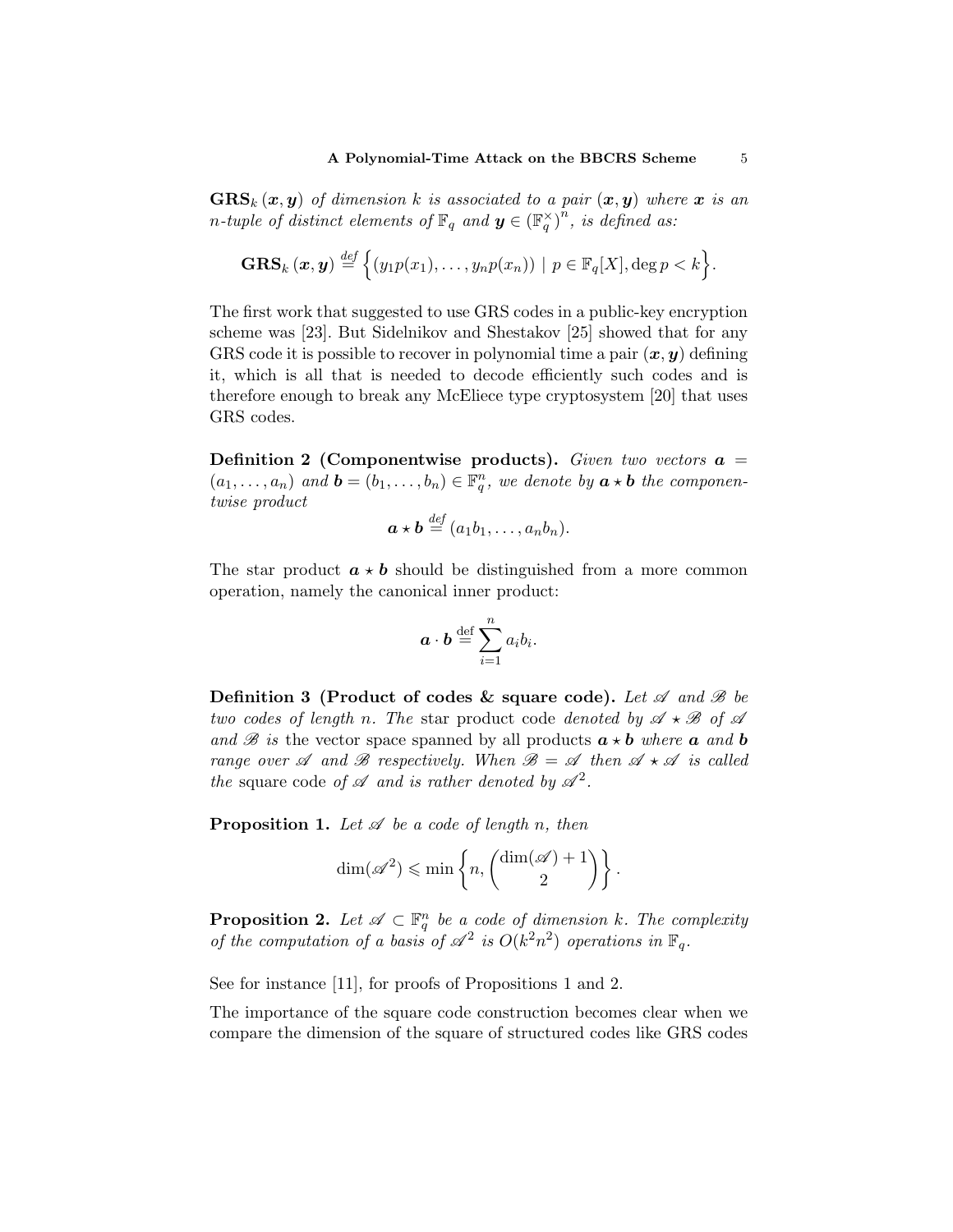$\mathbf{GRS}_k(\boldsymbol{x}, \boldsymbol{y})$ *of dimension* $k$ *is associated to a pair* $(\boldsymbol{x}, \boldsymbol{y})$ *where* $\boldsymbol{x}$ *is an* $n$*-tuple of distinct elements of* $\mathbb{F}_q$ *and* $\boldsymbol{y} \in (\mathbb{F}_q^\times)^n$, *is defined as:*

$$\mathbf{GRS}_k(\boldsymbol{x}, \boldsymbol{y}) \stackrel{def}{=} \Big\{ (y_1 p(x_1), \ldots, y_n p(x_n)) \mid p \in \mathbb{F}_q[X], \deg p < k \Big\}.$$

The first work that suggested to use GRS codes in a public-key encryption scheme was [23]. But Sidelnikov and Shestakov [25] showed that for any GRS code it is possible to recover in polynomial time a pair $(\boldsymbol{x}, \boldsymbol{y})$ defining it, which is all that is needed to decode efficiently such codes and is therefore enough to break any McEliece type cryptosystem [20] that uses GRS codes.

**Definition 2 (Componentwise products).** *Given two vectors* $\boldsymbol{a} = (a_1, \ldots, a_n)$ *and* $\boldsymbol{b} = (b_1, \ldots, b_n) \in \mathbb{F}_q^n$, *we denote by* $\boldsymbol{a} \star \boldsymbol{b}$ *the componentwise product*

$$\boldsymbol{a} \star \boldsymbol{b} \stackrel{def}{=} (a_1 b_1, \ldots, a_n b_n).$$

The star product $\boldsymbol{a} \star \boldsymbol{b}$ should be distinguished from a more common operation, namely the canonical inner product:

$$\boldsymbol{a} \cdot \boldsymbol{b} \stackrel{\text{def}}{=} \sum_{i=1}^{n} a_i b_i.$$

**Definition 3 (Product of codes & square code).** *Let* $\mathscr{A}$ *and* $\mathscr{B}$ *be two codes of length* $n$. *The* star product code *denoted by* $\mathscr{A} \star \mathscr{B}$ *of* $\mathscr{A}$ *and* $\mathscr{B}$ *is* the vector space spanned by all products $\boldsymbol{a} \star \boldsymbol{b}$ *where* $\boldsymbol{a}$ *and* $\boldsymbol{b}$ *range over* $\mathscr{A}$ *and* $\mathscr{B}$ *respectively. When* $\mathscr{B} = \mathscr{A}$ *then* $\mathscr{A} \star \mathscr{A}$ *is called the* square code *of* $\mathscr{A}$ *and is rather denoted by* $\mathscr{A}^2$.

**Proposition 1.** *Let* $\mathscr{A}$ *be a code of length* $n$, *then*

$$\dim(\mathscr{A}^2) \leqslant \min \left\{ n, \binom{\dim(\mathscr{A}) + 1}{2} \right\}.$$

**Proposition 2.** *Let* $\mathscr{A} \subset \mathbb{F}_q^n$ *be a code of dimension* $k$. *The complexity of the computation of a basis of* $\mathscr{A}^2$ *is* $O(k^2 n^2)$ *operations in* $\mathbb{F}_q$.

See for instance [11], for proofs of Propositions 1 and 2.

The importance of the square code construction becomes clear when we compare the dimension of the square of structured codes like GRS codes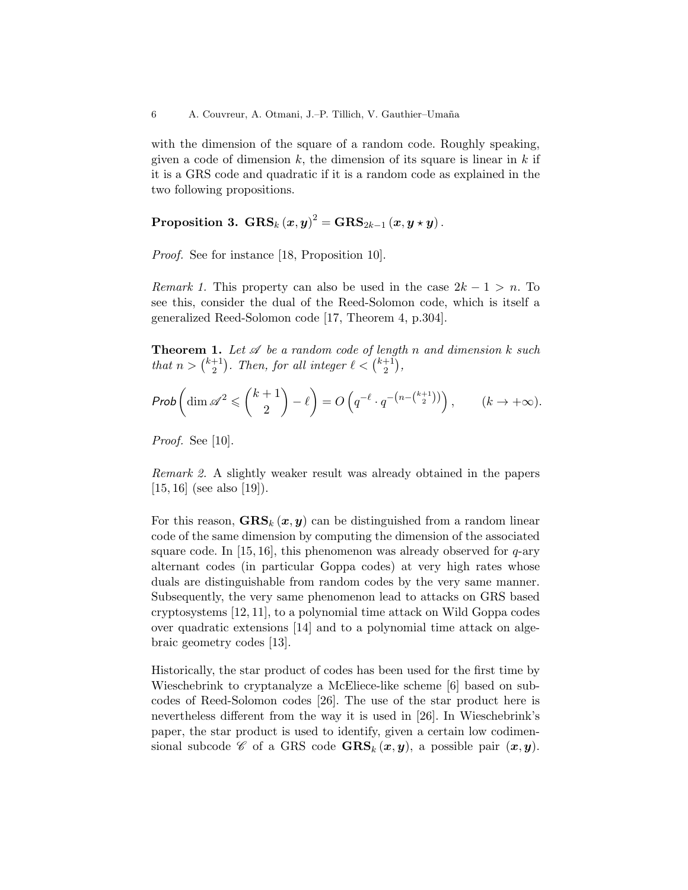with the dimension of the square of a random code. Roughly speaking, given a code of dimension $k$, the dimension of its square is linear in $k$ if it is a GRS code and quadratic if it is a random code as explained in the two following propositions.

**Proposition 3.** $\mathbf{GRS}_k(\boldsymbol{x}, \boldsymbol{y})^2 = \mathbf{GRS}_{2k-1}(\boldsymbol{x}, \boldsymbol{y} \star \boldsymbol{y})$.

*Proof.* See for instance [18, Proposition 10].

*Remark 1.* This property can also be used in the case $2k-1 > n$. To see this, consider the dual of the Reed-Solomon code, which is itself a generalized Reed-Solomon code [17, Theorem 4, p.304].

**Theorem 1.** *Let $\mathscr{A}$ be a random code of length $n$ and dimension $k$ such that $n > \binom{k+1}{2}$. Then, for all integer $\ell < \binom{k+1}{2}$,*

$$\mathsf{Prob}\left(\dim \mathscr{A}^2 \leqslant \binom{k+1}{2} - \ell\right) = O\left(q^{-\ell} \cdot q^{-\left(n - \binom{k+1}{2}\right)}\right), \qquad (k \to +\infty).$$

*Proof.* See [10].

*Remark 2.* A slightly weaker result was already obtained in the papers [15, 16] (see also [19]).

For this reason, $\mathbf{GRS}_k(\boldsymbol{x}, \boldsymbol{y})$ can be distinguished from a random linear code of the same dimension by computing the dimension of the associated square code. In [15, 16], this phenomenon was already observed for $q$-ary alternant codes (in particular Goppa codes) at very high rates whose duals are distinguishable from random codes by the very same manner. Subsequently, the very same phenomenon lead to attacks on GRS based cryptosystems [12, 11], to a polynomial time attack on Wild Goppa codes over quadratic extensions [14] and to a polynomial time attack on algebraic geometry codes [13].

Historically, the star product of codes has been used for the first time by Wieschebrink to cryptanalyze a McEliece-like scheme [6] based on subcodes of Reed-Solomon codes [26]. The use of the star product here is nevertheless different from the way it is used in [26]. In Wieschebrink's paper, the star product is used to identify, given a certain low codimensional subcode $\mathscr{C}$ of a GRS code $\mathbf{GRS}_k(\boldsymbol{x}, \boldsymbol{y})$, a possible pair $(\boldsymbol{x}, \boldsymbol{y})$.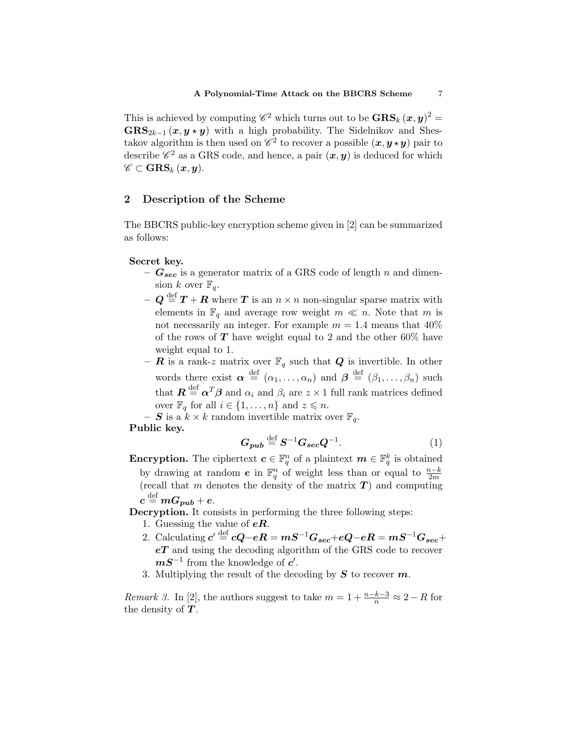This is achieved by computing $\mathscr{C}^2$ which turns out to be $\mathbf{GRS}_k(\boldsymbol{x}, \boldsymbol{y})^2 = \mathbf{GRS}_{2k-1}(\boldsymbol{x}, \boldsymbol{y} \star \boldsymbol{y})$ with a high probability. The Sidelnikov and Shestakov algorithm is then used on $\mathscr{C}^2$ to recover a possible $(\boldsymbol{x}, \boldsymbol{y} \star \boldsymbol{y})$ pair to describe $\mathscr{C}^2$ as a GRS code, and hence, a pair $(\boldsymbol{x}, \boldsymbol{y})$ is deduced for which $\mathscr{C} \subset \mathbf{GRS}_k(\boldsymbol{x}, \boldsymbol{y})$.

## 2 Description of the Scheme

The BBCRS public-key encryption scheme given in [2] can be summarized as follows:

**Secret key.**

- $\boldsymbol{G_{sec}}$ is a generator matrix of a GRS code of length $n$ and dimension $k$ over $\mathbb{F}_q$.
- $\boldsymbol{Q} \stackrel{\text{def}}{=} \boldsymbol{T} + \boldsymbol{R}$ where $\boldsymbol{T}$ is an $n \times n$ non-singular sparse matrix with elements in $\mathbb{F}_q$ and average row weight $m \ll n$. Note that $m$ is not necessarily an integer. For example $m = 1.4$ means that 40% of the rows of $\boldsymbol{T}$ have weight equal to 2 and the other 60% have weight equal to 1.
- $\boldsymbol{R}$ is a rank-$z$ matrix over $\mathbb{F}_q$ such that $\boldsymbol{Q}$ is invertible. In other words there exist $\boldsymbol{\alpha} \stackrel{\text{def}}{=} (\alpha_1, \dots, \alpha_n)$ and $\boldsymbol{\beta} \stackrel{\text{def}}{=} (\beta_1, \dots, \beta_n)$ such that $\boldsymbol{R} \stackrel{\text{def}}{=} \boldsymbol{\alpha}^T \boldsymbol{\beta}$ and $\alpha_i$ and $\beta_i$ are $z \times 1$ full rank matrices defined over $\mathbb{F}_q$ for all $i \in \{1, \dots, n\}$ and $z \leqslant n$.
- $\boldsymbol{S}$ is a $k \times k$ random invertible matrix over $\mathbb{F}_q$.

**Public key.**

$$\boldsymbol{G_{pub}} \stackrel{\text{def}}{=} \boldsymbol{S}^{-1} \boldsymbol{G_{sec}} \boldsymbol{Q}^{-1}. \tag{1}$$

**Encryption.** The ciphertext $\boldsymbol{c} \in \mathbb{F}_q^n$ of a plaintext $\boldsymbol{m} \in \mathbb{F}_q^k$ is obtained by drawing at random $\boldsymbol{e}$ in $\mathbb{F}_q^n$ of weight less than or equal to $\frac{n-k}{2m}$ (recall that $m$ denotes the density of the matrix $\boldsymbol{T}$) and computing $\boldsymbol{c} \stackrel{\text{def}}{=} \boldsymbol{m}\boldsymbol{G_{pub}} + \boldsymbol{e}$.

**Decryption.** It consists in performing the three following steps:

1. Guessing the value of $\boldsymbol{e}\boldsymbol{R}$.
2. Calculating $\boldsymbol{c}' \stackrel{\text{def}}{=} \boldsymbol{c}\boldsymbol{Q} - \boldsymbol{e}\boldsymbol{R} = \boldsymbol{m}\boldsymbol{S}^{-1}\boldsymbol{G_{sec}} + \boldsymbol{e}\boldsymbol{Q} - \boldsymbol{e}\boldsymbol{R} = \boldsymbol{m}\boldsymbol{S}^{-1}\boldsymbol{G_{sec}} + \boldsymbol{e}\boldsymbol{T}$ and using the decoding algorithm of the GRS code to recover $\boldsymbol{m}\boldsymbol{S}^{-1}$ from the knowledge of $\boldsymbol{c}'$.
3. Multiplying the result of the decoding by $\boldsymbol{S}$ to recover $\boldsymbol{m}$.

*Remark 3.* In [2], the authors suggest to take $m = 1 + \frac{n-k-3}{n} \approx 2 - R$ for the density of $\boldsymbol{T}$.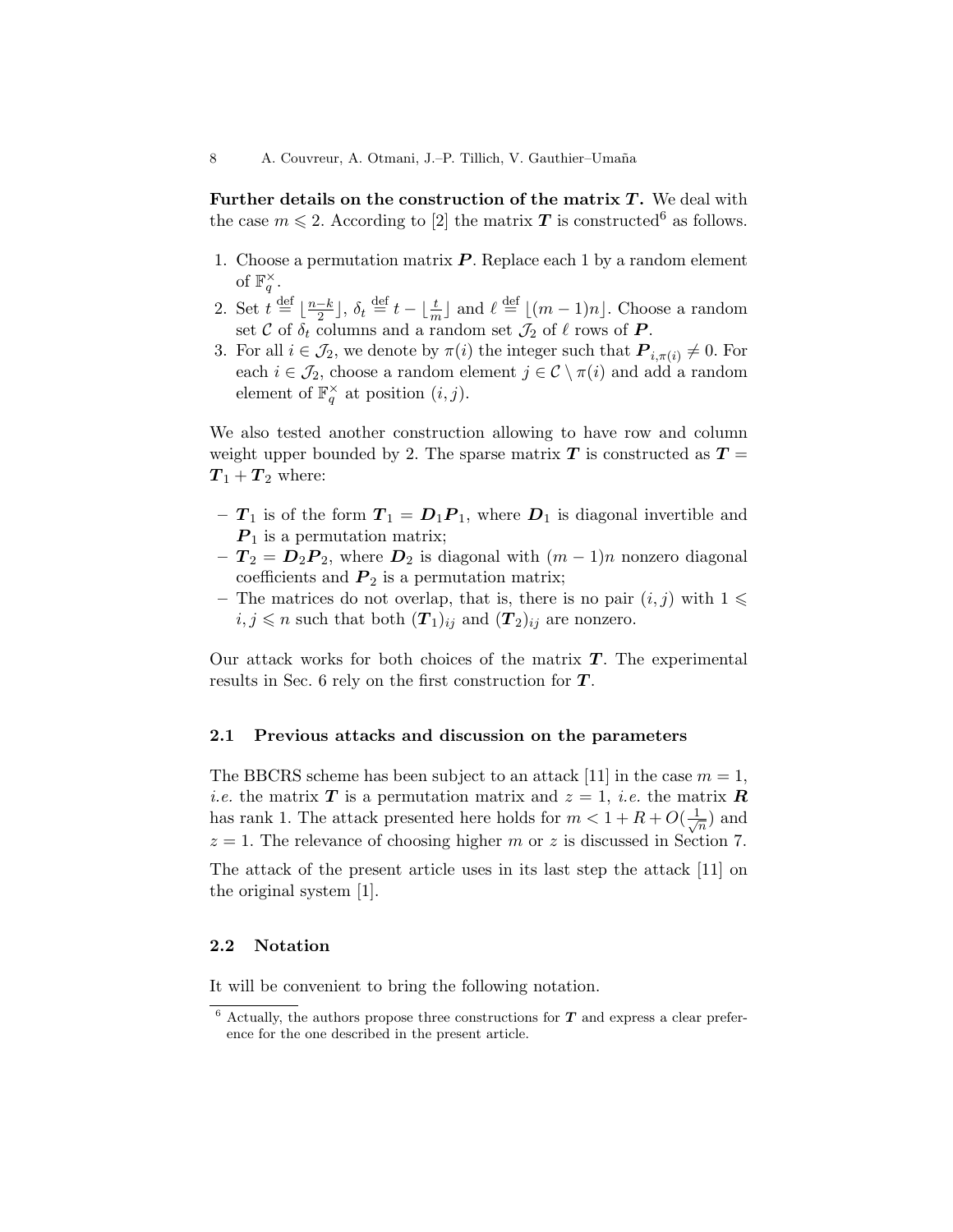**Further details on the construction of the matrix $\boldsymbol{T}$.** We deal with the case $m \leqslant 2$. According to [2] the matrix $\boldsymbol{T}$ is constructed[6] as follows.

1. Choose a permutation matrix $\boldsymbol{P}$. Replace each 1 by a random element of $\mathbb{F}_q^{\times}$.
2. Set $t \stackrel{\text{def}}{=} \lfloor \frac{n-k}{2} \rfloor$, $\delta_t \stackrel{\text{def}}{=} t - \lfloor \frac{t}{m} \rfloor$ and $\ell \stackrel{\text{def}}{=} \lfloor (m-1)n \rfloor$. Choose a random set $\mathcal{C}$ of $\delta_t$ columns and a random set $\mathcal{J}_2$ of $\ell$ rows of $\boldsymbol{P}$.
3. For all $i \in \mathcal{J}_2$, we denote by $\pi(i)$ the integer such that $\boldsymbol{P}_{i,\pi(i)} \neq 0$. For each $i \in \mathcal{J}_2$, choose a random element $j \in \mathcal{C} \setminus \pi(i)$ and add a random element of $\mathbb{F}_q^{\times}$ at position $(i, j)$.

We also tested another construction allowing to have row and column weight upper bounded by 2. The sparse matrix $\boldsymbol{T}$ is constructed as $\boldsymbol{T} = \boldsymbol{T}_1 + \boldsymbol{T}_2$ where:

- $\boldsymbol{T}_1$ is of the form $\boldsymbol{T}_1 = \boldsymbol{D}_1 \boldsymbol{P}_1$, where $\boldsymbol{D}_1$ is diagonal invertible and $\boldsymbol{P}_1$ is a permutation matrix;
- $\boldsymbol{T}_2 = \boldsymbol{D}_2 \boldsymbol{P}_2$, where $\boldsymbol{D}_2$ is diagonal with $(m-1)n$ nonzero diagonal coefficients and $\boldsymbol{P}_2$ is a permutation matrix;
- The matrices do not overlap, that is, there is no pair $(i,j)$ with $1 \leqslant i, j \leqslant n$ such that both $(\boldsymbol{T}_1)_{ij}$ and $(\boldsymbol{T}_2)_{ij}$ are nonzero.

Our attack works for both choices of the matrix $\boldsymbol{T}$. The experimental results in Sec. 6 rely on the first construction for $\boldsymbol{T}$.

## 2.1 Previous attacks and discussion on the parameters

The BBCRS scheme has been subject to an attack [11] in the case $m = 1$, *i.e.* the matrix $\boldsymbol{T}$ is a permutation matrix and $z = 1$, *i.e.* the matrix $\boldsymbol{R}$ has rank 1. The attack presented here holds for $m < 1 + R + O(\frac{1}{\sqrt{n}})$ and $z = 1$. The relevance of choosing higher $m$ or $z$ is discussed in Section 7.

The attack of the present article uses in its last step the attack [11] on the original system [1].

## 2.2 Notation

It will be convenient to bring the following notation.

[6] Actually, the authors propose three constructions for $\boldsymbol{T}$ and express a clear preference for the one described in the present article.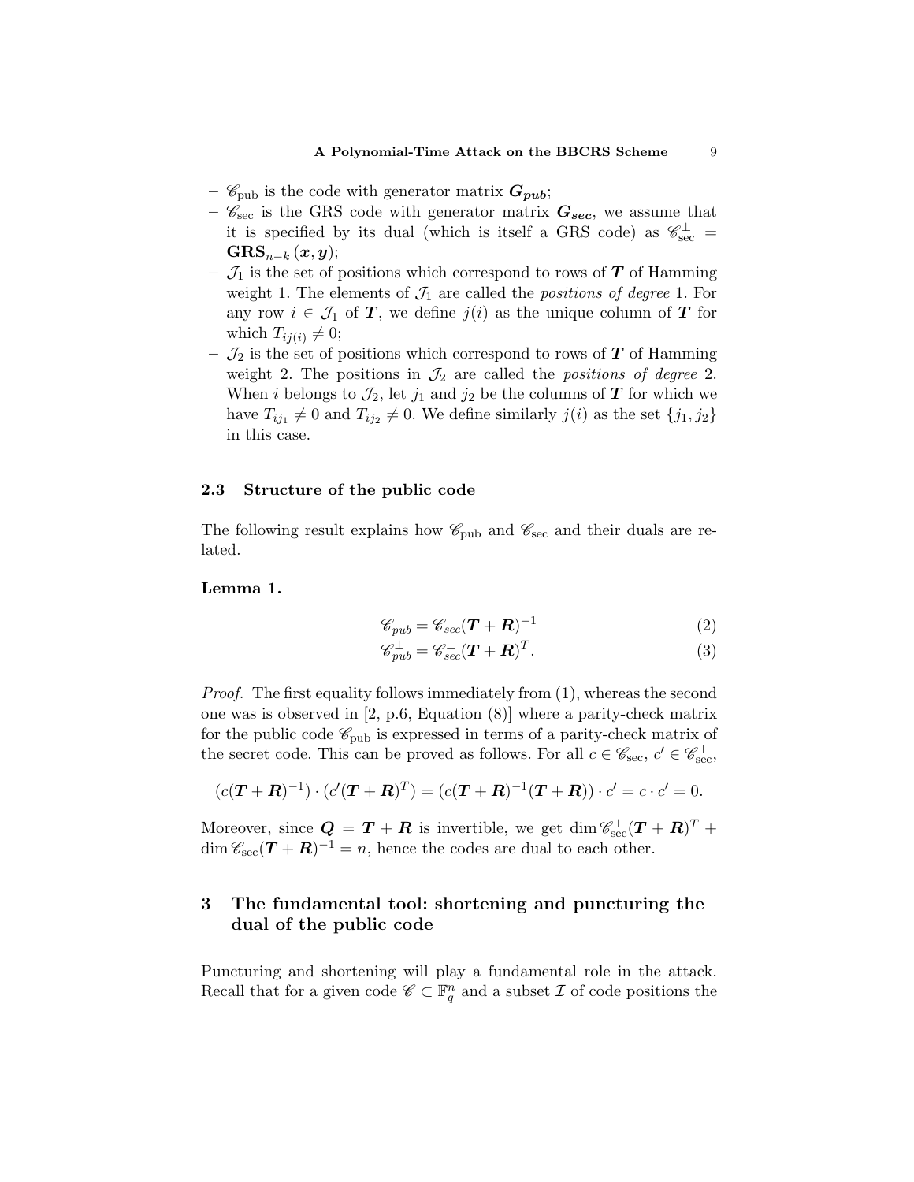- $\mathscr{C}_{\text{pub}}$ is the code with generator matrix $\boldsymbol{G_{pub}}$;
- $\mathscr{C}_{\text{sec}}$ is the GRS code with generator matrix $\boldsymbol{G_{sec}}$, we assume that it is specified by its dual (which is itself a GRS code) as $\mathscr{C}_{\text{sec}}^{\perp} = \mathbf{GRS}_{n-k}(\boldsymbol{x}, \boldsymbol{y})$;
- $\mathcal{J}_1$ is the set of positions which correspond to rows of $\boldsymbol{T}$ of Hamming weight 1. The elements of $\mathcal{J}_1$ are called the *positions of degree* 1. For any row $i \in \mathcal{J}_1$ of $\boldsymbol{T}$, we define $j(i)$ as the unique column of $\boldsymbol{T}$ for which $T_{ij(i)} \neq 0$;
- $\mathcal{J}_2$ is the set of positions which correspond to rows of $\boldsymbol{T}$ of Hamming weight 2. The positions in $\mathcal{J}_2$ are called the *positions of degree* 2. When $i$ belongs to $\mathcal{J}_2$, let $j_1$ and $j_2$ be the columns of $\boldsymbol{T}$ for which we have $T_{ij_1} \neq 0$ and $T_{ij_2} \neq 0$. We define similarly $j(i)$ as the set $\{j_1, j_2\}$ in this case.

### 2.3 Structure of the public code

The following result explains how $\mathscr{C}_{\text{pub}}$ and $\mathscr{C}_{\text{sec}}$ and their duals are related.

**Lemma 1.**

$$\mathscr{C}_{pub} = \mathscr{C}_{sec}(\boldsymbol{T} + \boldsymbol{R})^{-1} \tag{2}$$

$$\mathscr{C}_{pub}^{\perp} = \mathscr{C}_{sec}^{\perp}(\boldsymbol{T} + \boldsymbol{R})^{T}. \tag{3}$$

*Proof.* The first equality follows immediately from (1), whereas the second one was is observed in [2, p.6, Equation (8)] where a parity-check matrix for the public code $\mathscr{C}_{\text{pub}}$ is expressed in terms of a parity-check matrix of the secret code. This can be proved as follows. For all $c \in \mathscr{C}_{\text{sec}}$, $c' \in \mathscr{C}_{\text{sec}}^{\perp}$,

$$(c(\boldsymbol{T} + \boldsymbol{R})^{-1}) \cdot (c'(\boldsymbol{T} + \boldsymbol{R})^{T}) = (c(\boldsymbol{T} + \boldsymbol{R})^{-1}(\boldsymbol{T} + \boldsymbol{R})) \cdot c' = c \cdot c' = 0.$$

Moreover, since $\boldsymbol{Q} = \boldsymbol{T} + \boldsymbol{R}$ is invertible, we get $\dim \mathscr{C}_{\text{sec}}^{\perp}(\boldsymbol{T} + \boldsymbol{R})^{T} + \dim \mathscr{C}_{\text{sec}}(\boldsymbol{T} + \boldsymbol{R})^{-1} = n$, hence the codes are dual to each other.

## 3 The fundamental tool: shortening and puncturing the dual of the public code

Puncturing and shortening will play a fundamental role in the attack. Recall that for a given code $\mathscr{C} \subset \mathbb{F}_q^n$ and a subset $\mathcal{I}$ of code positions the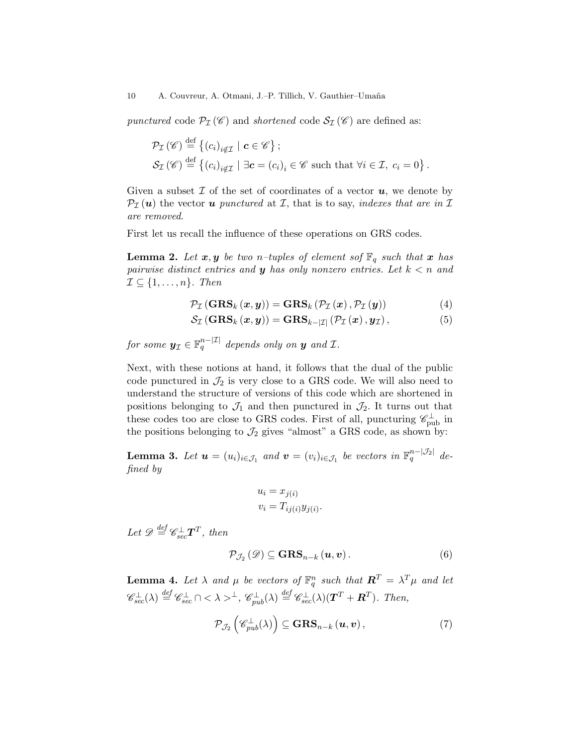*punctured* code $\mathcal{P}_{\mathcal{I}}(\mathscr{C})$ and *shortened* code $\mathcal{S}_{\mathcal{I}}(\mathscr{C})$ are defined as:

$$\mathcal{P}_{\mathcal{I}}(\mathscr{C}) \stackrel{\text{def}}{=} \left\{ (c_i)_{i \notin \mathcal{I}} \mid \boldsymbol{c} \in \mathscr{C} \right\};$$

$$\mathcal{S}_{\mathcal{I}}(\mathscr{C}) \stackrel{\text{def}}{=} \left\{ (c_i)_{i \notin \mathcal{I}} \mid \exists \boldsymbol{c} = (c_i)_i \in \mathscr{C} \text{ such that } \forall i \in \mathcal{I},\ c_i = 0 \right\}.$$

Given a subset $\mathcal{I}$ of the set of coordinates of a vector $\boldsymbol{u}$, we denote by $\mathcal{P}_{\mathcal{I}}(\boldsymbol{u})$ the vector $\boldsymbol{u}$ *punctured* at $\mathcal{I}$, that is to say, *indexes that are in* $\mathcal{I}$ *are removed*.

First let us recall the influence of these operations on GRS codes.

**Lemma 2.** *Let $\boldsymbol{x}, \boldsymbol{y}$ be two $n$–tuples of element sof $\mathbb{F}_q$ such that $\boldsymbol{x}$ has pairwise distinct entries and $\boldsymbol{y}$ has only nonzero entries. Let $k < n$ and $\mathcal{I} \subseteq \{1, \ldots, n\}$. Then*

$$\mathcal{P}_{\mathcal{I}}(\mathbf{GRS}_k(\boldsymbol{x}, \boldsymbol{y})) = \mathbf{GRS}_k(\mathcal{P}_{\mathcal{I}}(\boldsymbol{x}), \mathcal{P}_{\mathcal{I}}(\boldsymbol{y})) \tag{4}$$

$$\mathcal{S}_{\mathcal{I}}(\mathbf{GRS}_k(\boldsymbol{x}, \boldsymbol{y})) = \mathbf{GRS}_{k-|\mathcal{I}|}(\mathcal{P}_{\mathcal{I}}(\boldsymbol{x}), \boldsymbol{y}_{\mathcal{I}}), \tag{5}$$

*for some $\boldsymbol{y}_{\mathcal{I}} \in \mathbb{F}_q^{n-|\mathcal{I}|}$ depends only on $\boldsymbol{y}$ and $\mathcal{I}$.*

Next, with these notions at hand, it follows that the dual of the public code punctured in $\mathcal{J}_2$ is very close to a GRS code. We will also need to understand the structure of versions of this code which are shortened in positions belonging to $\mathcal{J}_1$ and then punctured in $\mathcal{J}_2$. It turns out that these codes too are close to GRS codes. First of all, puncturing $\mathscr{C}_{\text{pub}}^{\perp}$ in the positions belonging to $\mathcal{J}_2$ gives "almost" a GRS code, as shown by:

**Lemma 3.** *Let $\boldsymbol{u} = (u_i)_{i \in \mathcal{J}_1}$ and $\boldsymbol{v} = (v_i)_{i \in \mathcal{J}_1}$ be vectors in $\mathbb{F}_q^{n-|\mathcal{J}_2|}$ defined by*

$$u_i = x_{j(i)}$$
$$v_i = T_{ij(i)} y_{j(i)}.$$

*Let $\mathscr{D} \stackrel{def}{=} \mathscr{C}_{sec}^{\perp} \boldsymbol{T}^T$, then*

$$\mathcal{P}_{\mathcal{J}_2}(\mathscr{D}) \subseteq \mathbf{GRS}_{n-k}(\boldsymbol{u}, \boldsymbol{v}). \tag{6}$$

**Lemma 4.** *Let $\lambda$ and $\mu$ be vectors of $\mathbb{F}_q^n$ such that $\boldsymbol{R}^T = \lambda^T \mu$ and let $\mathscr{C}_{sec}^{\perp}(\lambda) \stackrel{def}{=} \mathscr{C}_{sec}^{\perp} \cap <\lambda>^{\perp}$, $\mathscr{C}_{pub}^{\perp}(\lambda) \stackrel{def}{=} \mathscr{C}_{sec}^{\perp}(\lambda)(\boldsymbol{T}^T + \boldsymbol{R}^T)$. Then,*

$$\mathcal{P}_{\mathcal{J}_2}\left(\mathscr{C}_{pub}^{\perp}(\lambda)\right) \subseteq \mathbf{GRS}_{n-k}(\boldsymbol{u}, \boldsymbol{v}), \tag{7}$$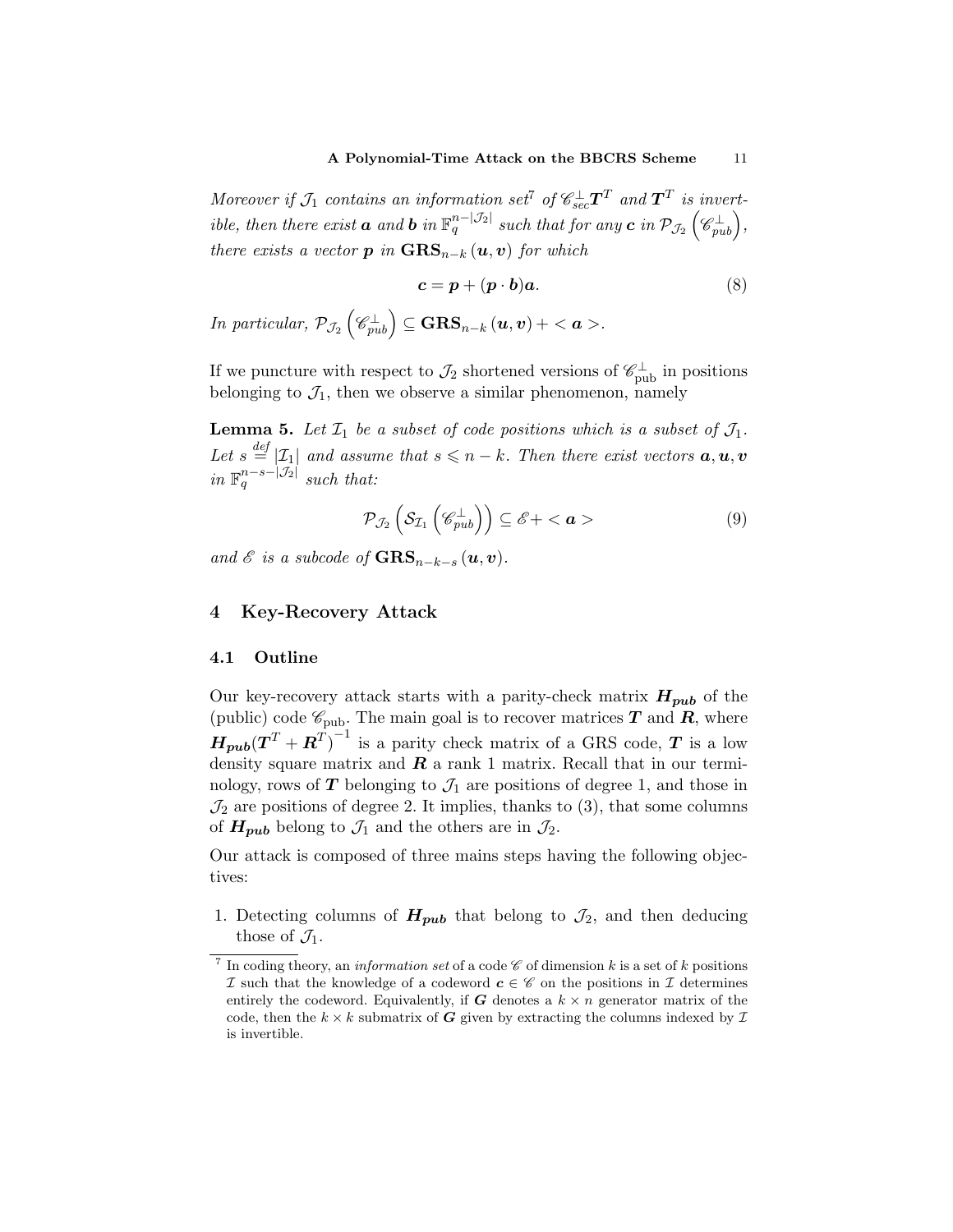*Moreover if $\mathcal{J}_1$ contains an information set*[7] *of $\mathscr{C}_{sec}^{\perp}\boldsymbol{T}^T$ and $\boldsymbol{T}^T$ is invertible, then there exist $\boldsymbol{a}$ and $\boldsymbol{b}$ in $\mathbb{F}_q^{n-|\mathcal{J}_2|}$ such that for any $\boldsymbol{c}$ in $\mathcal{P}_{\mathcal{J}_2}\left(\mathscr{C}_{pub}^{\perp}\right)$, there exists a vector $\boldsymbol{p}$ in $\mathbf{GRS}_{n-k}\left(\boldsymbol{u},\boldsymbol{v}\right)$ for which*

$$\boldsymbol{c} = \boldsymbol{p} + (\boldsymbol{p}\cdot\boldsymbol{b})\boldsymbol{a}. \tag{8}$$

*In particular, $\mathcal{P}_{\mathcal{J}_2}\left(\mathscr{C}_{pub}^{\perp}\right) \subseteq \mathbf{GRS}_{n-k}\left(\boldsymbol{u},\boldsymbol{v}\right) + <\boldsymbol{a}>$.*

If we puncture with respect to $\mathcal{J}_2$ shortened versions of $\mathscr{C}_{\text{pub}}^{\perp}$ in positions belonging to $\mathcal{J}_1$, then we observe a similar phenomenon, namely

**Lemma 5.** *Let $\mathcal{I}_1$ be a subset of code positions which is a subset of $\mathcal{J}_1$. Let $s \stackrel{def}{=} |\mathcal{I}_1|$ and assume that $s \leqslant n-k$. Then there exist vectors $\boldsymbol{a},\boldsymbol{u},\boldsymbol{v}$ in $\mathbb{F}_q^{n-s-|\mathcal{J}_2|}$ such that:*

$$\mathcal{P}_{\mathcal{J}_2}\left(\mathcal{S}_{\mathcal{I}_1}\left(\mathscr{C}_{pub}^{\perp}\right)\right) \subseteq \mathscr{E} + <\boldsymbol{a}> \tag{9}$$

*and $\mathscr{E}$ is a subcode of $\mathbf{GRS}_{n-k-s}\left(\boldsymbol{u},\boldsymbol{v}\right)$.*

## 4 Key-Recovery Attack

### 4.1 Outline

Our key-recovery attack starts with a parity-check matrix $\boldsymbol{H_{pub}}$ of the (public) code $\mathscr{C}_{\text{pub}}$. The main goal is to recover matrices $\boldsymbol{T}$ and $\boldsymbol{R}$, where $\boldsymbol{H_{pub}}(\boldsymbol{T}^T + \boldsymbol{R}^T)^{-1}$ is a parity check matrix of a GRS code, $\boldsymbol{T}$ is a low density square matrix and $\boldsymbol{R}$ a rank 1 matrix. Recall that in our terminology, rows of $\boldsymbol{T}$ belonging to $\mathcal{J}_1$ are positions of degree 1, and those in $\mathcal{J}_2$ are positions of degree 2. It implies, thanks to (3), that some columns of $\boldsymbol{H_{pub}}$ belong to $\mathcal{J}_1$ and the others are in $\mathcal{J}_2$.

Our attack is composed of three mains steps having the following objectives:

1. Detecting columns of $\boldsymbol{H_{pub}}$ that belong to $\mathcal{J}_2$, and then deducing those of $\mathcal{J}_1$.

---

[7] In coding theory, an *information set* of a code $\mathscr{C}$ of dimension $k$ is a set of $k$ positions $\mathcal{I}$ such that the knowledge of a codeword $\boldsymbol{c} \in \mathscr{C}$ on the positions in $\mathcal{I}$ determines entirely the codeword. Equivalently, if $\boldsymbol{G}$ denotes a $k \times n$ generator matrix of the code, then the $k \times k$ submatrix of $\boldsymbol{G}$ given by extracting the columns indexed by $\mathcal{I}$ is invertible.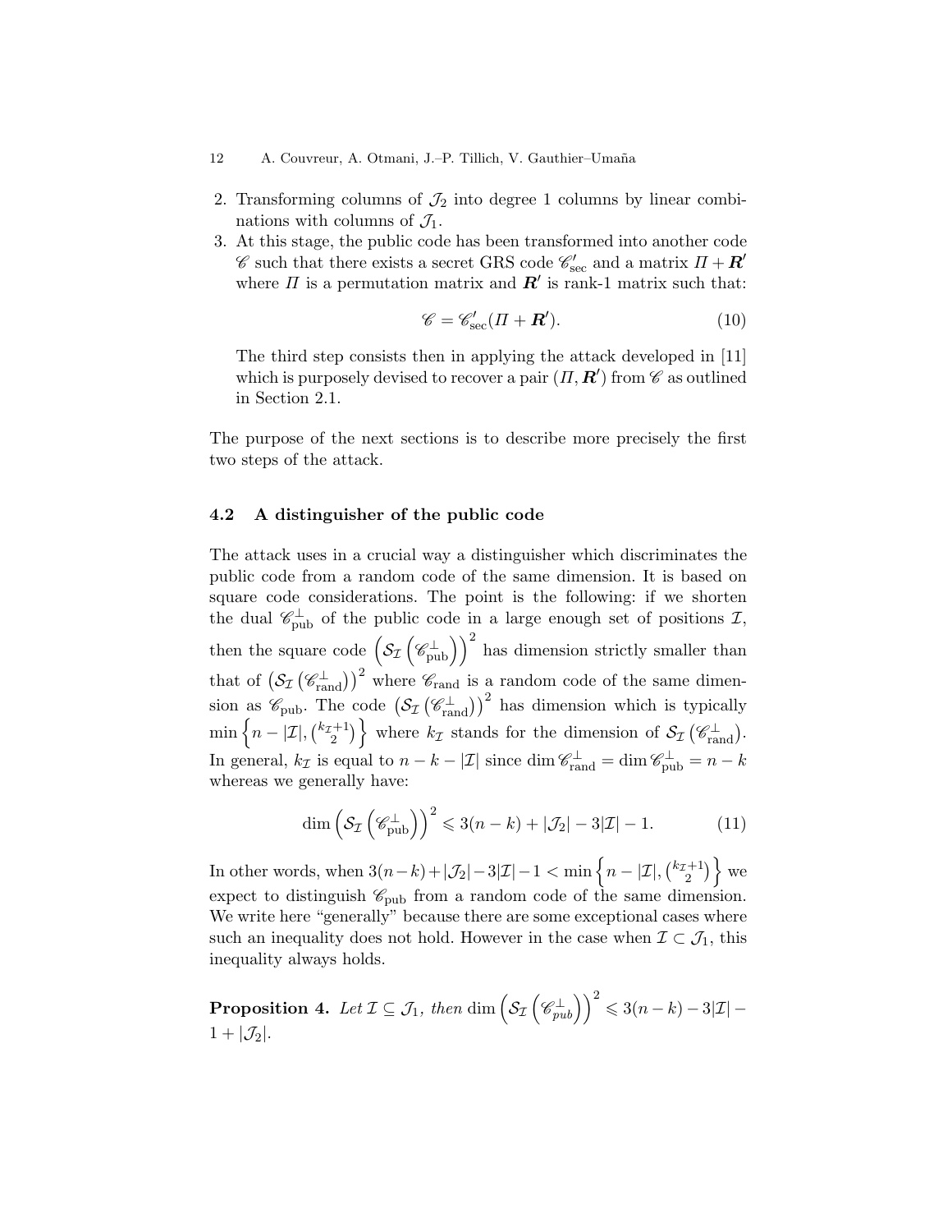2. Transforming columns of $\mathcal{J}_2$ into degree 1 columns by linear combinations with columns of $\mathcal{J}_1$.
3. At this stage, the public code has been transformed into another code $\mathscr{C}$ such that there exists a secret GRS code $\mathscr{C}'_{\text{sec}}$ and a matrix $\Pi + \boldsymbol{R}'$ where $\Pi$ is a permutation matrix and $\boldsymbol{R}'$ is rank-1 matrix such that:

$$\mathscr{C} = \mathscr{C}'_{\text{sec}}(\Pi + \boldsymbol{R}'). \tag{10}$$

   The third step consists then in applying the attack developed in [11] which is purposely devised to recover a pair $(\Pi, \boldsymbol{R}')$ from $\mathscr{C}$ as outlined in Section 2.1.

The purpose of the next sections is to describe more precisely the first two steps of the attack.

### 4.2 A distinguisher of the public code

The attack uses in a crucial way a distinguisher which discriminates the public code from a random code of the same dimension. It is based on square code considerations. The point is the following: if we shorten the dual $\mathscr{C}_{\text{pub}}^{\perp}$ of the public code in a large enough set of positions $\mathcal{I}$, then the square code $\left(\mathcal{S}_{\mathcal{I}}\left(\mathscr{C}_{\text{pub}}^{\perp}\right)\right)^2$ has dimension strictly smaller than that of $\left(\mathcal{S}_{\mathcal{I}}\left(\mathscr{C}_{\text{rand}}^{\perp}\right)\right)^2$ where $\mathscr{C}_{\text{rand}}$ is a random code of the same dimension as $\mathscr{C}_{\text{pub}}$. The code $\left(\mathcal{S}_{\mathcal{I}}\left(\mathscr{C}_{\text{rand}}^{\perp}\right)\right)^2$ has dimension which is typically $\min\left\{n - |\mathcal{I}|, \binom{k_{\mathcal{I}}+1}{2}\right\}$ where $k_{\mathcal{I}}$ stands for the dimension of $\mathcal{S}_{\mathcal{I}}\left(\mathscr{C}_{\text{rand}}^{\perp}\right)$. In general, $k_{\mathcal{I}}$ is equal to $n - k - |\mathcal{I}|$ since $\dim \mathscr{C}_{\text{rand}}^{\perp} = \dim \mathscr{C}_{\text{pub}}^{\perp} = n - k$ whereas we generally have:

$$\dim \left(\mathcal{S}_{\mathcal{I}}\left(\mathscr{C}_{\text{pub}}^{\perp}\right)\right)^2 \leqslant 3(n-k) + |\mathcal{J}_2| - 3|\mathcal{I}| - 1. \tag{11}$$

In other words, when $3(n-k)+|\mathcal{J}_2|-3|\mathcal{I}|-1 < \min\left\{n - |\mathcal{I}|, \binom{k_{\mathcal{I}}+1}{2}\right\}$ we expect to distinguish $\mathscr{C}_{\text{pub}}$ from a random code of the same dimension. We write here "generally" because there are some exceptional cases where such an inequality does not hold. However in the case when $\mathcal{I} \subset \mathcal{J}_1$, this inequality always holds.

**Proposition 4.** *Let $\mathcal{I} \subseteq \mathcal{J}_1$, then* $\dim \left(\mathcal{S}_{\mathcal{I}}\left(\mathscr{C}_{pub}^{\perp}\right)\right)^2 \leqslant 3(n-k) - 3|\mathcal{I}| - 1 + |\mathcal{J}_2|$.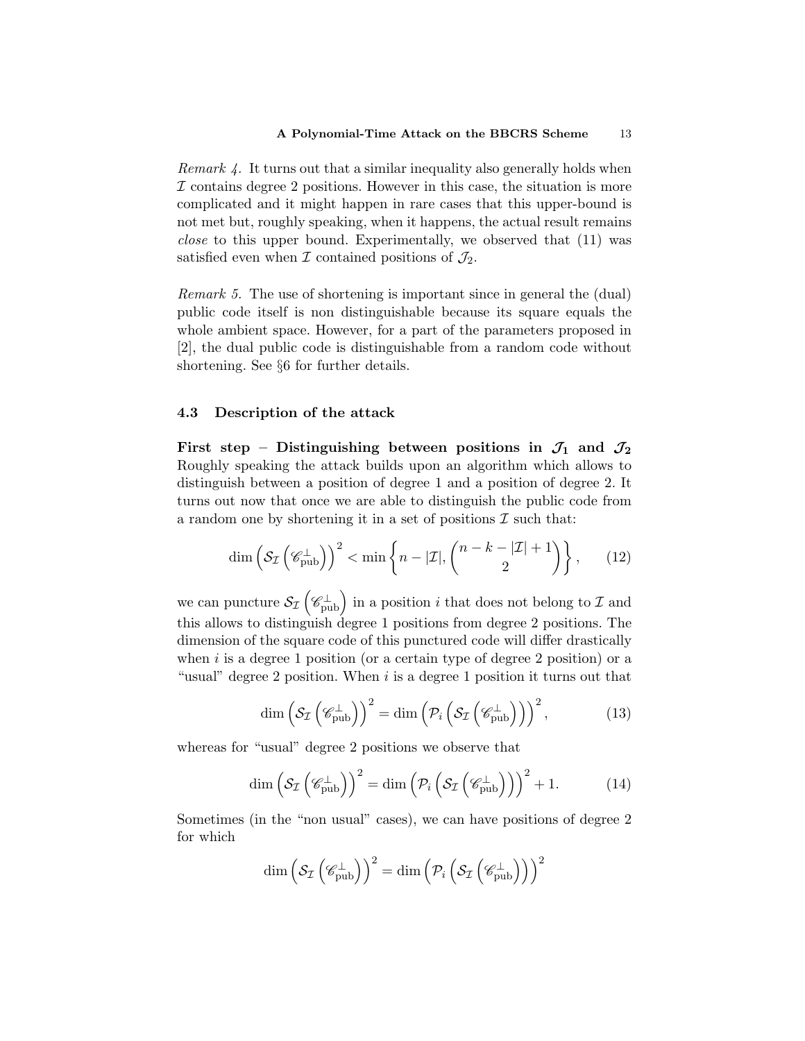*Remark 4.* It turns out that a similar inequality also generally holds when $\mathcal{I}$ contains degree 2 positions. However in this case, the situation is more complicated and it might happen in rare cases that this upper-bound is not met but, roughly speaking, when it happens, the actual result remains *close* to this upper bound. Experimentally, we observed that (11) was satisfied even when $\mathcal{I}$ contained positions of $\mathcal{J}_2$.

*Remark 5.* The use of shortening is important since in general the (dual) public code itself is non distinguishable because its square equals the whole ambient space. However, for a part of the parameters proposed in [2], the dual public code is distinguishable from a random code without shortening. See §6 for further details.

### 4.3 Description of the attack

**First step – Distinguishing between positions in $\mathcal{J}_1$ and $\mathcal{J}_2$** Roughly speaking the attack builds upon an algorithm which allows to distinguish between a position of degree 1 and a position of degree 2. It turns out now that once we are able to distinguish the public code from a random one by shortening it in a set of positions $\mathcal{I}$ such that:

$$\dim\left(\mathcal{S}_{\mathcal{I}}\left(\mathscr{C}_{\text{pub}}^{\perp}\right)\right)^2 < \min\left\{n - |\mathcal{I}|, \binom{n-k-|\mathcal{I}|+1}{2}\right\}, \qquad (12)$$

we can puncture $\mathcal{S}_{\mathcal{I}}\left(\mathscr{C}_{\text{pub}}^{\perp}\right)$ in a position $i$ that does not belong to $\mathcal{I}$ and this allows to distinguish degree 1 positions from degree 2 positions. The dimension of the square code of this punctured code will differ drastically when $i$ is a degree 1 position (or a certain type of degree 2 position) or a "usual" degree 2 position. When $i$ is a degree 1 position it turns out that

$$\dim\left(\mathcal{S}_{\mathcal{I}}\left(\mathscr{C}_{\text{pub}}^{\perp}\right)\right)^2 = \dim\left(\mathcal{P}_i\left(\mathcal{S}_{\mathcal{I}}\left(\mathscr{C}_{\text{pub}}^{\perp}\right)\right)\right)^2, \qquad (13)$$

whereas for "usual" degree 2 positions we observe that

$$\dim\left(\mathcal{S}_{\mathcal{I}}\left(\mathscr{C}_{\text{pub}}^{\perp}\right)\right)^2 = \dim\left(\mathcal{P}_i\left(\mathcal{S}_{\mathcal{I}}\left(\mathscr{C}_{\text{pub}}^{\perp}\right)\right)\right)^2 + 1. \qquad (14)$$

Sometimes (in the "non usual" cases), we can have positions of degree 2 for which

$$\dim\left(\mathcal{S}_{\mathcal{I}}\left(\mathscr{C}_{\text{pub}}^{\perp}\right)\right)^2 = \dim\left(\mathcal{P}_i\left(\mathcal{S}_{\mathcal{I}}\left(\mathscr{C}_{\text{pub}}^{\perp}\right)\right)\right)^2$$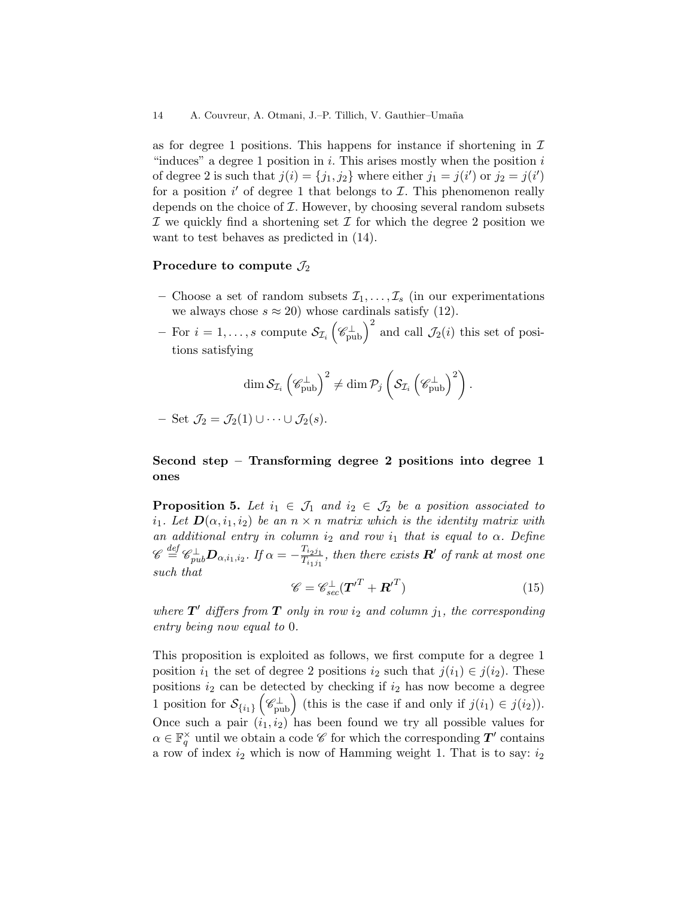as for degree 1 positions. This happens for instance if shortening in $\mathcal{I}$ "induces" a degree 1 position in $i$. This arises mostly when the position $i$ of degree 2 is such that $j(i) = \{j_1, j_2\}$ where either $j_1 = j(i')$ or $j_2 = j(i')$ for a position $i'$ of degree 1 that belongs to $\mathcal{I}$. This phenomenon really depends on the choice of $\mathcal{I}$. However, by choosing several random subsets $\mathcal{I}$ we quickly find a shortening set $\mathcal{I}$ for which the degree 2 position we want to test behaves as predicted in (14).

**Procedure to compute $\mathcal{J}_2$**

- Choose a set of random subsets $\mathcal{I}_1, \dots, \mathcal{I}_s$ (in our experimentations we always chose $s \approx 20$) whose cardinals satisfy (12).
- For $i = 1, \dots, s$ compute $\mathcal{S}_{\mathcal{I}_i}\left(\mathscr{C}_{\text{pub}}^{\perp}\right)^2$ and call $\mathcal{J}_2(i)$ this set of positions satisfying

$$\dim \mathcal{S}_{\mathcal{I}_i}\left(\mathscr{C}_{\text{pub}}^{\perp}\right)^2 \neq \dim \mathcal{P}_j\left(\mathcal{S}_{\mathcal{I}_i}\left(\mathscr{C}_{\text{pub}}^{\perp}\right)^2\right).$$

- Set $\mathcal{J}_2 = \mathcal{J}_2(1) \cup \cdots \cup \mathcal{J}_2(s)$.

### Second step – Transforming degree 2 positions into degree 1 ones

**Proposition 5.** *Let $i_1 \in \mathcal{J}_1$ and $i_2 \in \mathcal{J}_2$ be a position associated to $i_1$. Let $\boldsymbol{D}(\alpha, i_1, i_2)$ be an $n \times n$ matrix which is the identity matrix with an additional entry in column $i_2$ and row $i_1$ that is equal to $\alpha$. Define $\mathscr{C} \stackrel{def}{=} \mathscr{C}_{pub}^{\perp}\boldsymbol{D}_{\alpha,i_1,i_2}$. If $\alpha = -\frac{T_{i_2 j_1}}{T_{i_1 j_1}}$, then there exists $\boldsymbol{R}'$ of rank at most one such that*

$$\mathscr{C} = \mathscr{C}_{sec}^{\perp}(\boldsymbol{T}'^{T} + \boldsymbol{R}'^{T}) \tag{15}$$

*where $\boldsymbol{T}'$ differs from $\boldsymbol{T}$ only in row $i_2$ and column $j_1$, the corresponding entry being now equal to $0$.*

This proposition is exploited as follows, we first compute for a degree 1 position $i_1$ the set of degree 2 positions $i_2$ such that $j(i_1) \in j(i_2)$. These positions $i_2$ can be detected by checking if $i_2$ has now become a degree 1 position for $\mathcal{S}_{\{i_1\}}\left(\mathscr{C}_{\text{pub}}^{\perp}\right)$ (this is the case if and only if $j(i_1) \in j(i_2)$). Once such a pair $(i_1, i_2)$ has been found we try all possible values for $\alpha \in \mathbb{F}_q^{\times}$ until we obtain a code $\mathscr{C}$ for which the corresponding $\boldsymbol{T}'$ contains a row of index $i_2$ which is now of Hamming weight 1. That is to say: $i_2$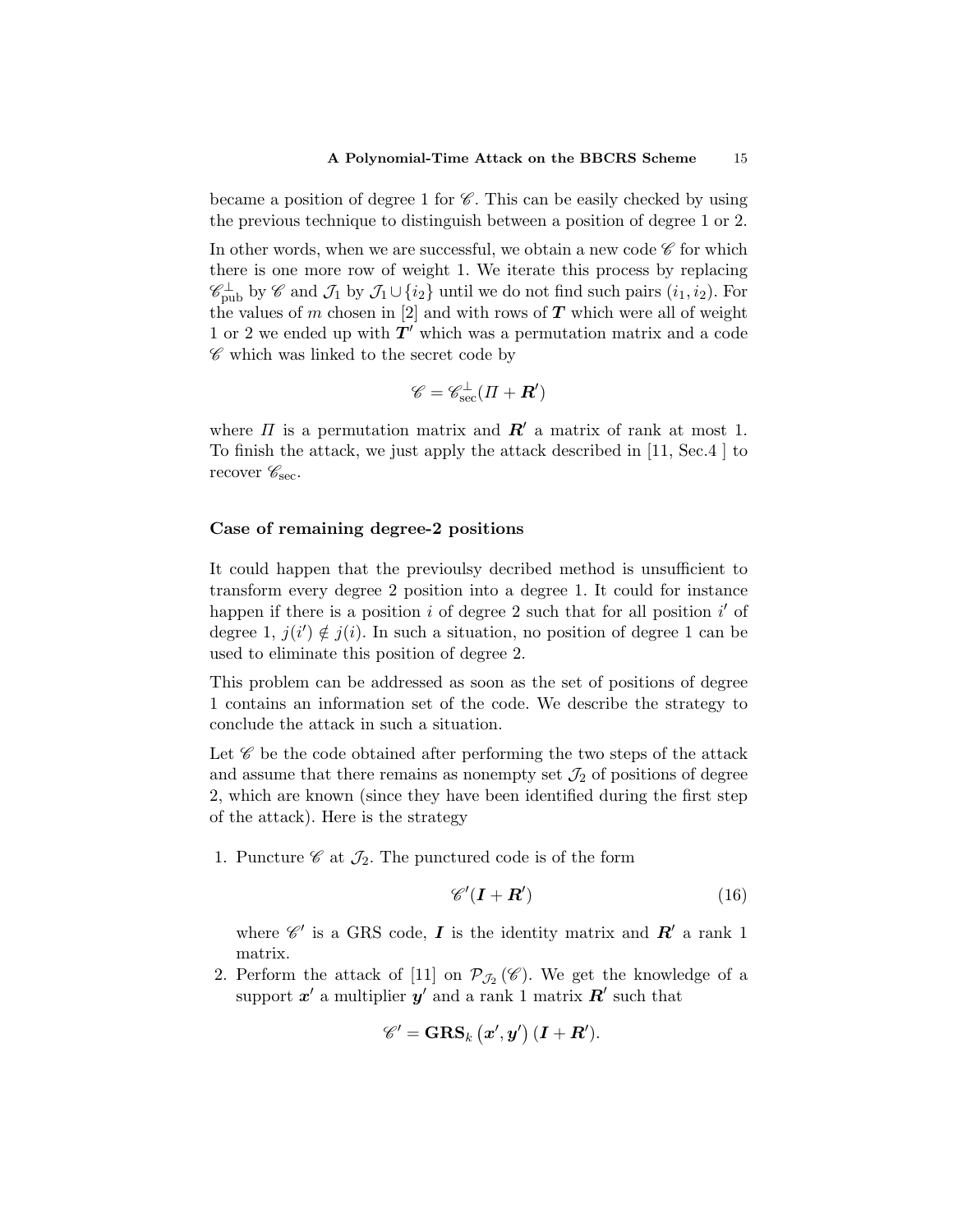became a position of degree 1 for $\mathscr{C}$. This can be easily checked by using the previous technique to distinguish between a position of degree 1 or 2.

In other words, when we are successful, we obtain a new code $\mathscr{C}$ for which there is one more row of weight 1. We iterate this process by replacing $\mathscr{C}_{\text{pub}}^{\perp}$ by $\mathscr{C}$ and $\mathcal{J}_1$ by $\mathcal{J}_1 \cup \{i_2\}$ until we do not find such pairs $(i_1, i_2)$. For the values of $m$ chosen in [2] and with rows of $\boldsymbol{T}$ which were all of weight 1 or 2 we ended up with $\boldsymbol{T}'$ which was a permutation matrix and a code $\mathscr{C}$ which was linked to the secret code by

$$\mathscr{C} = \mathscr{C}_{\text{sec}}^{\perp}(\Pi + \boldsymbol{R}')$$

where $\Pi$ is a permutation matrix and $\boldsymbol{R}'$ a matrix of rank at most 1. To finish the attack, we just apply the attack described in [11, Sec.4 ] to recover $\mathscr{C}_{\text{sec}}$.

**Case of remaining degree-2 positions**

It could happen that the previoulsy decribed method is unsufficient to transform every degree 2 position into a degree 1. It could for instance happen if there is a position $i$ of degree 2 such that for all position $i'$ of degree 1, $j(i') \notin j(i)$. In such a situation, no position of degree 1 can be used to eliminate this position of degree 2.

This problem can be addressed as soon as the set of positions of degree 1 contains an information set of the code. We describe the strategy to conclude the attack in such a situation.

Let $\mathscr{C}$ be the code obtained after performing the two steps of the attack and assume that there remains as nonempty set $\mathcal{J}_2$ of positions of degree 2, which are known (since they have been identified during the first step of the attack). Here is the strategy

1. Puncture $\mathscr{C}$ at $\mathcal{J}_2$. The punctured code is of the form

$$\mathscr{C}'(\boldsymbol{I} + \boldsymbol{R}') \tag{16}$$

   where $\mathscr{C}'$ is a GRS code, $\boldsymbol{I}$ is the identity matrix and $\boldsymbol{R}'$ a rank 1 matrix.
2. Perform the attack of [11] on $\mathcal{P}_{\mathcal{J}_2}(\mathscr{C})$. We get the knowledge of a support $\boldsymbol{x}'$ a multiplier $\boldsymbol{y}'$ and a rank 1 matrix $\boldsymbol{R}'$ such that

$$\mathscr{C}' = \mathbf{GRS}_k(\boldsymbol{x}', \boldsymbol{y}')(\boldsymbol{I} + \boldsymbol{R}').$$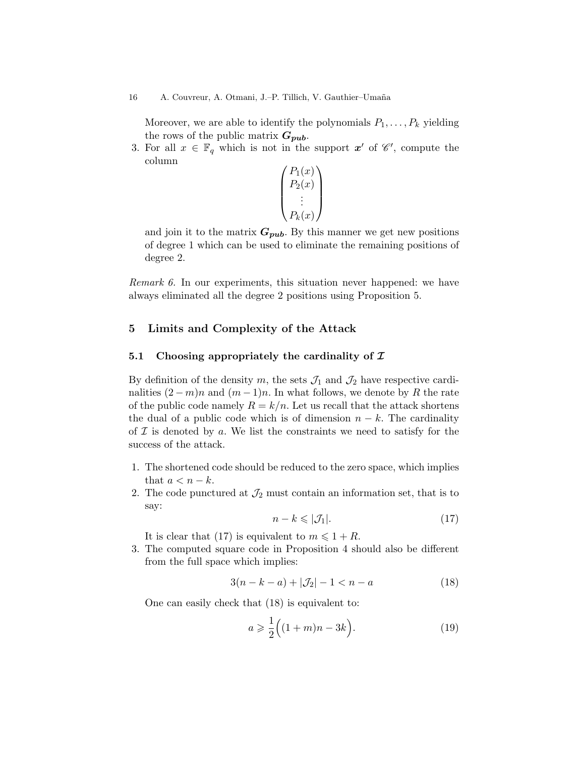Moreover, we are able to identify the polynomials $P_1, \ldots, P_k$ yielding the rows of the public matrix $\boldsymbol{G_{pub}}$.

3. For all $x \in \mathbb{F}_q$ which is not in the support $\boldsymbol{x}'$ of $\mathscr{C}'$, compute the column

$$\begin{pmatrix} P_1(x) \\ P_2(x) \\ \vdots \\ P_k(x) \end{pmatrix}$$

and join it to the matrix $\boldsymbol{G_{pub}}$. By this manner we get new positions of degree 1 which can be used to eliminate the remaining positions of degree 2.

*Remark 6.* In our experiments, this situation never happened: we have always eliminated all the degree 2 positions using Proposition 5.

## 5 Limits and Complexity of the Attack

### 5.1 Choosing appropriately the cardinality of $\mathcal{I}$

By definition of the density $m$, the sets $\mathcal{J}_1$ and $\mathcal{J}_2$ have respective cardinalities $(2-m)n$ and $(m-1)n$. In what follows, we denote by $R$ the rate of the public code namely $R = k/n$. Let us recall that the attack shortens the dual of a public code which is of dimension $n-k$. The cardinality of $\mathcal{I}$ is denoted by $a$. We list the constraints we need to satisfy for the success of the attack.

1. The shortened code should be reduced to the zero space, which implies that $a < n - k$.
2. The code punctured at $\mathcal{J}_2$ must contain an information set, that is to say:
$$n - k \leqslant |\mathcal{J}_1|. \tag{17}$$
It is clear that (17) is equivalent to $m \leqslant 1 + R$.
3. The computed square code in Proposition 4 should also be different from the full space which implies:
$$3(n-k-a) + |\mathcal{J}_2| - 1 < n - a \tag{18}$$
One can easily check that (18) is equivalent to:
$$a \geqslant \frac{1}{2}\Big((1+m)n - 3k\Big). \tag{19}$$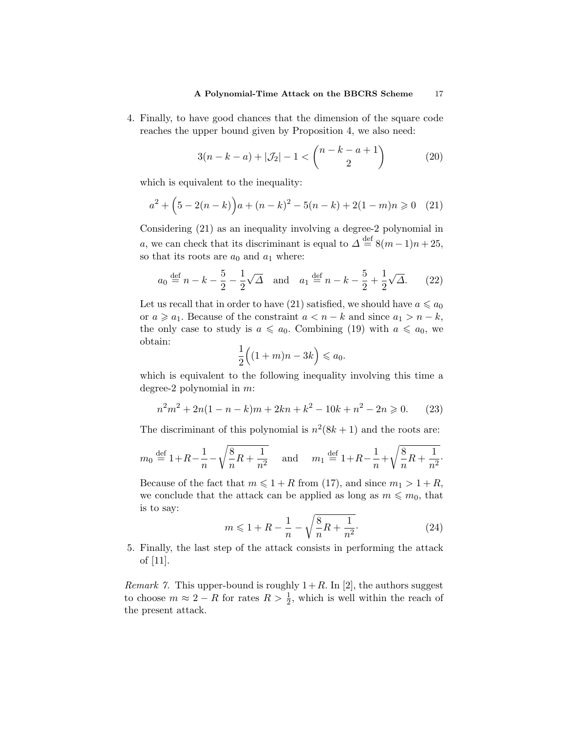4. Finally, to have good chances that the dimension of the square code reaches the upper bound given by Proposition 4, we also need:

$$3(n-k-a) + |\mathcal{J}_2| - 1 < \binom{n-k-a+1}{2} \tag{20}$$

which is equivalent to the inequality:

$$a^2 + \Big(5 - 2(n-k)\Big)a + (n-k)^2 - 5(n-k) + 2(1-m)n \geqslant 0 \tag{21}$$

Considering (21) as an inequality involving a degree-2 polynomial in $a$, we can check that its discriminant is equal to $\Delta \stackrel{\text{def}}{=} 8(m-1)n + 25$, so that its roots are $a_0$ and $a_1$ where:

$$a_0 \stackrel{\text{def}}{=} n - k - \frac{5}{2} - \frac{1}{2}\sqrt{\Delta} \quad \text{and} \quad a_1 \stackrel{\text{def}}{=} n - k - \frac{5}{2} + \frac{1}{2}\sqrt{\Delta}. \tag{22}$$

Let us recall that in order to have (21) satisfied, we should have $a \leqslant a_0$ or $a \geqslant a_1$. Because of the constraint $a < n-k$ and since $a_1 > n-k$, the only case to study is $a \leqslant a_0$. Combining (19) with $a \leqslant a_0$, we obtain:

$$\frac{1}{2}\Big((1+m)n - 3k\Big) \leqslant a_0.$$

which is equivalent to the following inequality involving this time a degree-2 polynomial in $m$:

$$n^2m^2 + 2n(1-n-k)m + 2kn + k^2 - 10k + n^2 - 2n \geqslant 0. \tag{23}$$

The discriminant of this polynomial is $n^2(8k+1)$ and the roots are:

$$m_0 \stackrel{\text{def}}{=} 1 + R - \frac{1}{n} - \sqrt{\frac{8}{n}R + \frac{1}{n^2}} \quad \text{and} \quad m_1 \stackrel{\text{def}}{=} 1 + R - \frac{1}{n} + \sqrt{\frac{8}{n}R + \frac{1}{n^2}}.$$

Because of the fact that $m \leqslant 1 + R$ from (17), and since $m_1 > 1 + R$, we conclude that the attack can be applied as long as $m \leqslant m_0$, that is to say:

$$m \leqslant 1 + R - \frac{1}{n} - \sqrt{\frac{8}{n}R + \frac{1}{n^2}}. \tag{24}$$

5. Finally, the last step of the attack consists in performing the attack of [11].

*Remark 7.* This upper-bound is roughly $1+R$. In [2], the authors suggest to choose $m \approx 2 - R$ for rates $R > \frac{1}{2}$, which is well within the reach of the present attack.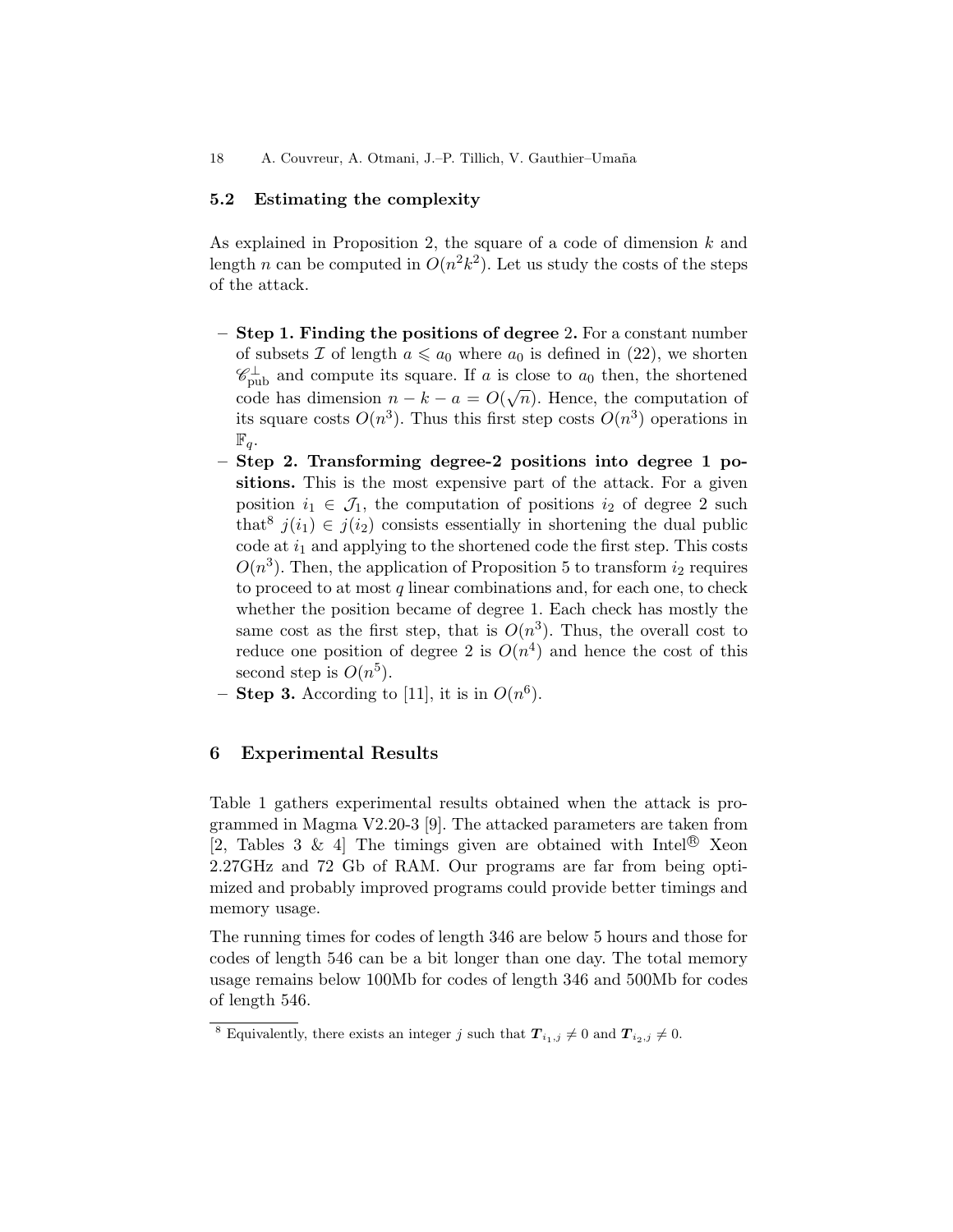### 5.2 Estimating the complexity

As explained in Proposition 2, the square of a code of dimension $k$ and length $n$ can be computed in $O(n^2k^2)$. Let us study the costs of the steps of the attack.

- **Step 1. Finding the positions of degree 2.** For a constant number of subsets $\mathcal{I}$ of length $a \leqslant a_0$ where $a_0$ is defined in (22), we shorten $\mathscr{C}_{\text{pub}}^{\perp}$ and compute its square. If $a$ is close to $a_0$ then, the shortened code has dimension $n - k - a = O(\sqrt{n})$. Hence, the computation of its square costs $O(n^3)$. Thus this first step costs $O(n^3)$ operations in $\mathbb{F}_q$.
- **Step 2. Transforming degree-2 positions into degree 1 positions.** This is the most expensive part of the attack. For a given position $i_1 \in \mathcal{J}_1$, the computation of positions $i_2$ of degree 2 such that[8] $j(i_1) \in j(i_2)$ consists essentially in shortening the dual public code at $i_1$ and applying to the shortened code the first step. This costs $O(n^3)$. Then, the application of Proposition 5 to transform $i_2$ requires to proceed to at most $q$ linear combinations and, for each one, to check whether the position became of degree 1. Each check has mostly the same cost as the first step, that is $O(n^3)$. Thus, the overall cost to reduce one position of degree 2 is $O(n^4)$ and hence the cost of this second step is $O(n^5)$.
- **Step 3.** According to [11], it is in $O(n^6)$.

## 6 Experimental Results

Table 1 gathers experimental results obtained when the attack is programmed in Magma V2.20-3 [9]. The attacked parameters are taken from [2, Tables 3 & 4] The timings given are obtained with Intel® Xeon 2.27GHz and 72 Gb of RAM. Our programs are far from being optimized and probably improved programs could provide better timings and memory usage.

The running times for codes of length 346 are below 5 hours and those for codes of length 546 can be a bit longer than one day. The total memory usage remains below 100Mb for codes of length 346 and 500Mb for codes of length 546.

[8] Equivalently, there exists an integer $j$ such that $\boldsymbol{T}_{i_1,j} \neq 0$ and $\boldsymbol{T}_{i_2,j} \neq 0$.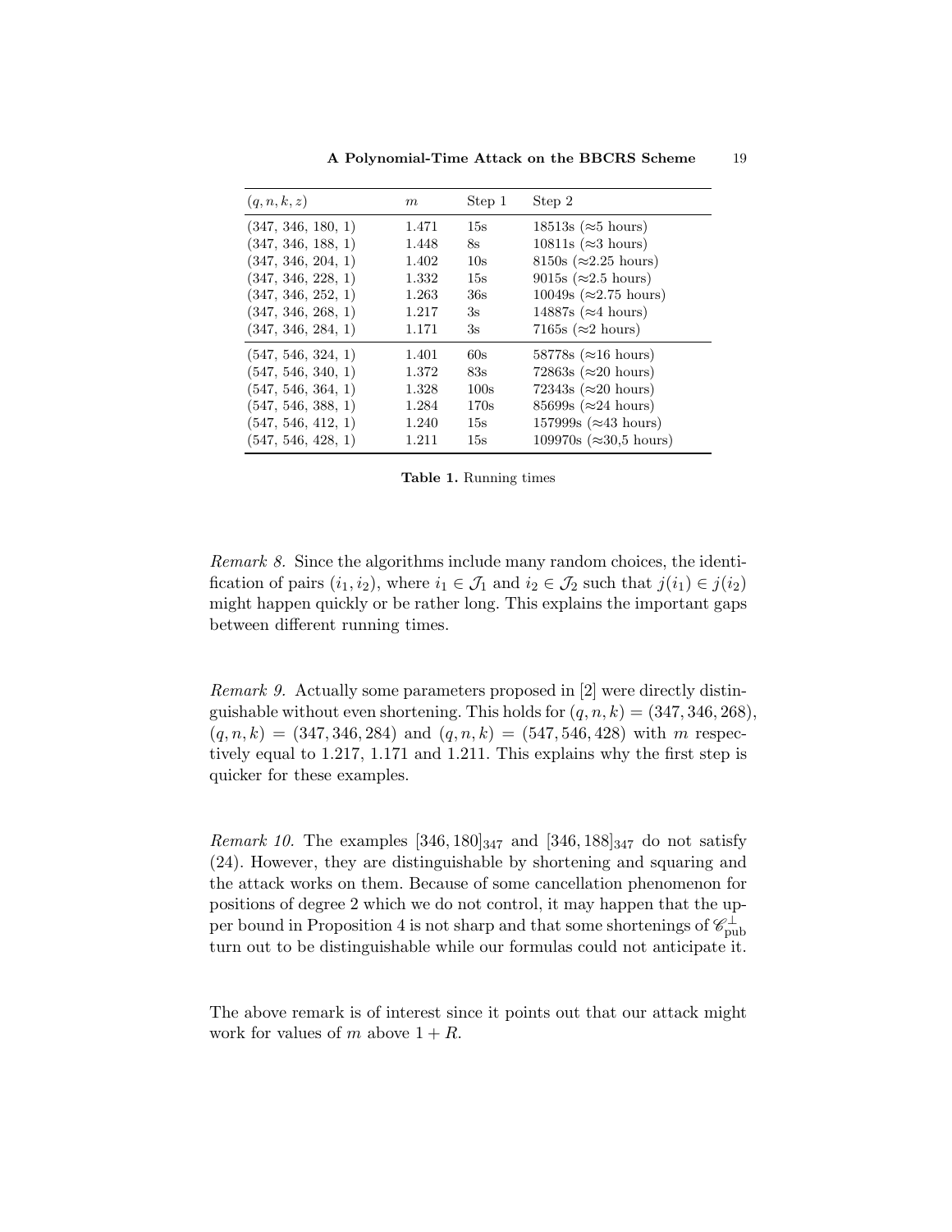| $(q, n, k, z)$ | $m$ | Step 1 | Step 2 |
|---|---|---|---|
| (347, 346, 180, 1) | 1.471 | 15s | 18513s (≈5 hours) |
| (347, 346, 188, 1) | 1.448 | 8s | 10811s (≈3 hours) |
| (347, 346, 204, 1) | 1.402 | 10s | 8150s (≈2.25 hours) |
| (347, 346, 228, 1) | 1.332 | 15s | 9015s (≈2.5 hours) |
| (347, 346, 252, 1) | 1.263 | 36s | 10049s (≈2.75 hours) |
| (347, 346, 268, 1) | 1.217 | 3s | 14887s (≈4 hours) |
| (347, 346, 284, 1) | 1.171 | 3s | 7165s (≈2 hours) |
| (547, 546, 324, 1) | 1.401 | 60s | 58778s (≈16 hours) |
| (547, 546, 340, 1) | 1.372 | 83s | 72863s (≈20 hours) |
| (547, 546, 364, 1) | 1.328 | 100s | 72343s (≈20 hours) |
| (547, 546, 388, 1) | 1.284 | 170s | 85699s (≈24 hours) |
| (547, 546, 412, 1) | 1.240 | 15s | 157999s (≈43 hours) |
| (547, 546, 428, 1) | 1.211 | 15s | 109970s (≈30,5 hours) |

**Table 1.** Running times

*Remark 8.* Since the algorithms include many random choices, the identification of pairs $(i_1, i_2)$, where $i_1 \in \mathcal{J}_1$ and $i_2 \in \mathcal{J}_2$ such that $j(i_1) \in j(i_2)$ might happen quickly or be rather long. This explains the important gaps between different running times.

*Remark 9.* Actually some parameters proposed in [2] were directly distinguishable without even shortening. This holds for $(q, n, k) = (347, 346, 268)$, $(q, n, k) = (347, 346, 284)$ and $(q, n, k) = (547, 546, 428)$ with $m$ respectively equal to 1.217, 1.171 and 1.211. This explains why the first step is quicker for these examples.

*Remark 10.* The examples $[346, 180]_{347}$ and $[346, 188]_{347}$ do not satisfy (24). However, they are distinguishable by shortening and squaring and the attack works on them. Because of some cancellation phenomenon for positions of degree 2 which we do not control, it may happen that the upper bound in Proposition 4 is not sharp and that some shortenings of $\mathscr{C}_{\text{pub}}^{\perp}$ turn out to be distinguishable while our formulas could not anticipate it.

The above remark is of interest since it points out that our attack might work for values of $m$ above $1 + R$.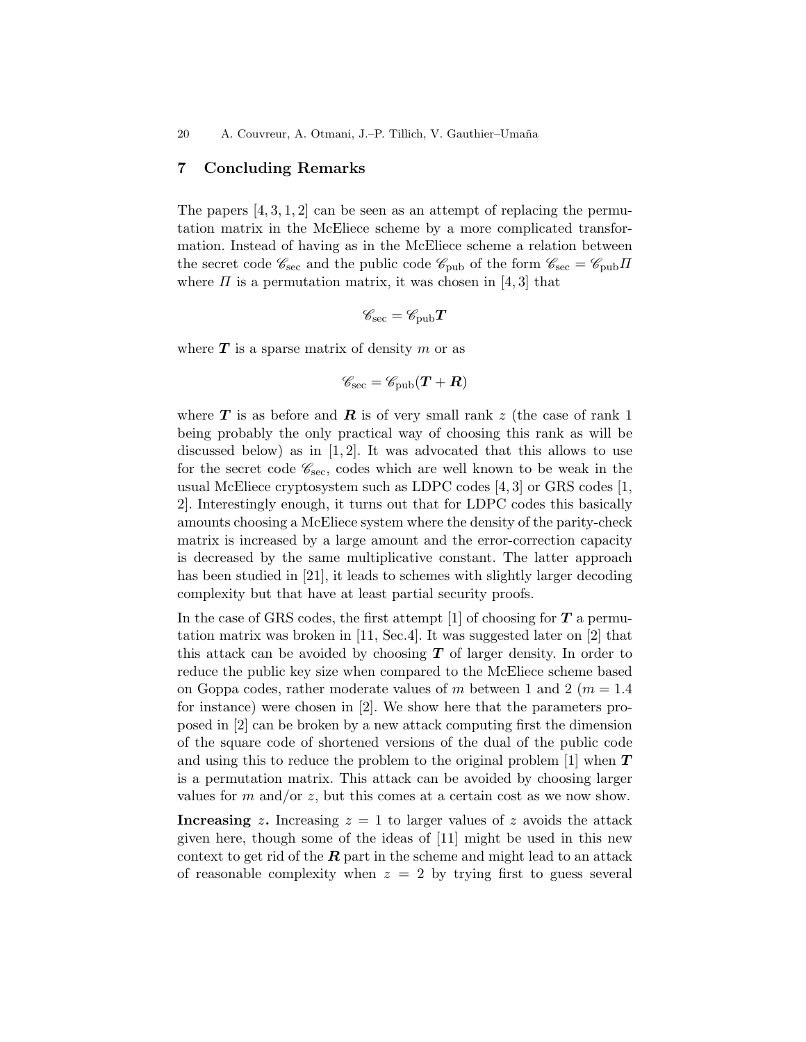## 7 Concluding Remarks

The papers [4, 3, 1, 2] can be seen as an attempt of replacing the permutation matrix in the McEliece scheme by a more complicated transformation. Instead of having as in the McEliece scheme a relation between the secret code $\mathscr{C}_{\text{sec}}$ and the public code $\mathscr{C}_{\text{pub}}$ of the form $\mathscr{C}_{\text{sec}} = \mathscr{C}_{\text{pub}}\Pi$ where $\Pi$ is a permutation matrix, it was chosen in [4, 3] that

$$\mathscr{C}_{\text{sec}} = \mathscr{C}_{\text{pub}}\boldsymbol{T}$$

where $\boldsymbol{T}$ is a sparse matrix of density $m$ or as

$$\mathscr{C}_{\text{sec}} = \mathscr{C}_{\text{pub}}(\boldsymbol{T} + \boldsymbol{R})$$

where $\boldsymbol{T}$ is as before and $\boldsymbol{R}$ is of very small rank $z$ (the case of rank 1 being probably the only practical way of choosing this rank as will be discussed below) as in [1, 2]. It was advocated that this allows to use for the secret code $\mathscr{C}_{\text{sec}}$, codes which are well known to be weak in the usual McEliece cryptosystem such as LDPC codes [4, 3] or GRS codes [1, 2]. Interestingly enough, it turns out that for LDPC codes this basically amounts choosing a McEliece system where the density of the parity-check matrix is increased by a large amount and the error-correction capacity is decreased by the same multiplicative constant. The latter approach has been studied in [21], it leads to schemes with slightly larger decoding complexity but that have at least partial security proofs.

In the case of GRS codes, the first attempt [1] of choosing for $\boldsymbol{T}$ a permutation matrix was broken in [11, Sec.4]. It was suggested later on [2] that this attack can be avoided by choosing $\boldsymbol{T}$ of larger density. In order to reduce the public key size when compared to the McEliece scheme based on Goppa codes, rather moderate values of $m$ between 1 and 2 ($m = 1.4$ for instance) were chosen in [2]. We show here that the parameters proposed in [2] can be broken by a new attack computing first the dimension of the square code of shortened versions of the dual of the public code and using this to reduce the problem to the original problem [1] when $\boldsymbol{T}$ is a permutation matrix. This attack can be avoided by choosing larger values for $m$ and/or $z$, but this comes at a certain cost as we now show.

**Increasing $z$.** Increasing $z = 1$ to larger values of $z$ avoids the attack given here, though some of the ideas of [11] might be used in this new context to get rid of the $\boldsymbol{R}$ part in the scheme and might lead to an attack of reasonable complexity when $z = 2$ by trying first to guess several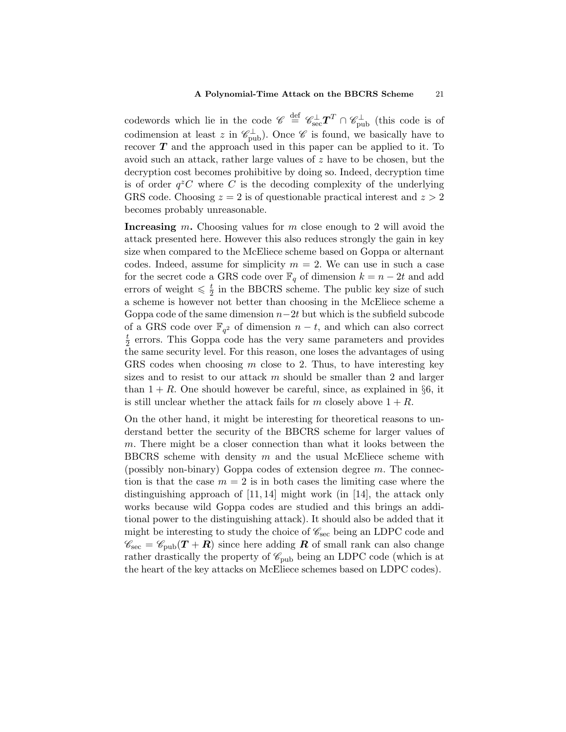codewords which lie in the code $\mathscr{C} \overset{\text{def}}{=} \mathscr{C}_{\text{sec}}^{\perp}\boldsymbol{T}^{T} \cap \mathscr{C}_{\text{pub}}^{\perp}$ (this code is of codimension at least $z$ in $\mathscr{C}_{\text{pub}}^{\perp}$). Once $\mathscr{C}$ is found, we basically have to recover $\boldsymbol{T}$ and the approach used in this paper can be applied to it. To avoid such an attack, rather large values of $z$ have to be chosen, but the decryption cost becomes prohibitive by doing so. Indeed, decryption time is of order $q^{z}C$ where $C$ is the decoding complexity of the underlying GRS code. Choosing $z = 2$ is of questionable practical interest and $z > 2$ becomes probably unreasonable.

**Increasing $m$.** Choosing values for $m$ close enough to 2 will avoid the attack presented here. However this also reduces strongly the gain in key size when compared to the McEliece scheme based on Goppa or alternant codes. Indeed, assume for simplicity $m = 2$. We can use in such a case for the secret code a GRS code over $\mathbb{F}_q$ of dimension $k = n - 2t$ and add errors of weight $\leqslant \frac{t}{2}$ in the BBCRS scheme. The public key size of such a scheme is however not better than choosing in the McEliece scheme a Goppa code of the same dimension $n-2t$ but which is the subfield subcode of a GRS code over $\mathbb{F}_{q^2}$ of dimension $n - t$, and which can also correct $\frac{t}{2}$ errors. This Goppa code has the very same parameters and provides the same security level. For this reason, one loses the advantages of using GRS codes when choosing $m$ close to 2. Thus, to have interesting key sizes and to resist to our attack $m$ should be smaller than 2 and larger than $1 + R$. One should however be careful, since, as explained in §6, it is still unclear whether the attack fails for $m$ closely above $1 + R$.

On the other hand, it might be interesting for theoretical reasons to understand better the security of the BBCRS scheme for larger values of $m$. There might be a closer connection than what it looks between the BBCRS scheme with density $m$ and the usual McEliece scheme with (possibly non-binary) Goppa codes of extension degree $m$. The connection is that the case $m = 2$ is in both cases the limiting case where the distinguishing approach of [11, 14] might work (in [14], the attack only works because wild Goppa codes are studied and this brings an additional power to the distinguishing attack). It should also be added that it might be interesting to study the choice of $\mathscr{C}_{\text{sec}}$ being an LDPC code and $\mathscr{C}_{\text{sec}} = \mathscr{C}_{\text{pub}}(\boldsymbol{T} + \boldsymbol{R})$ since here adding $\boldsymbol{R}$ of small rank can also change rather drastically the property of $\mathscr{C}_{\text{pub}}$ being an LDPC code (which is at the heart of the key attacks on McEliece schemes based on LDPC codes).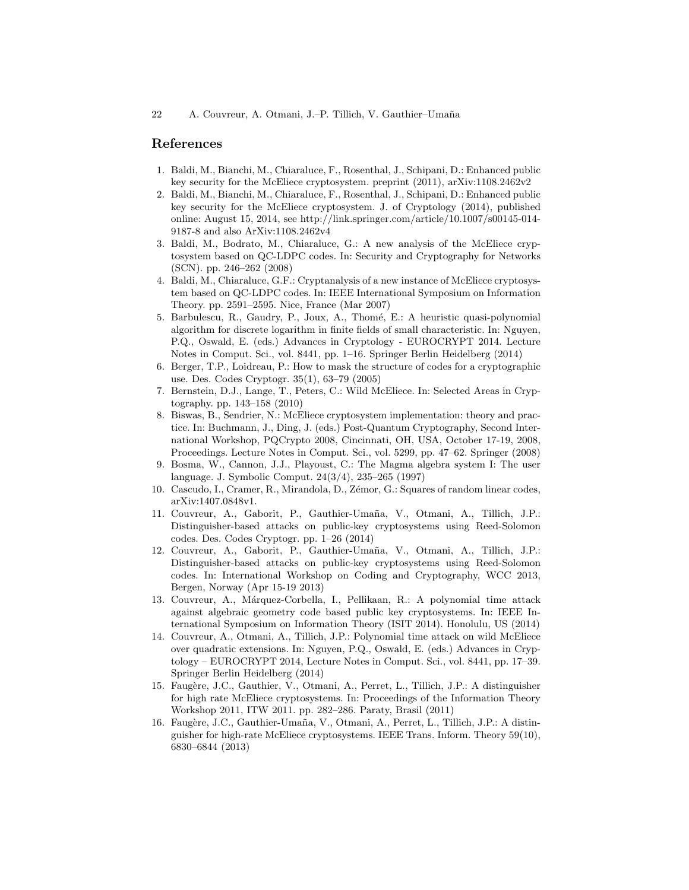## References

1. Baldi, M., Bianchi, M., Chiaraluce, F., Rosenthal, J., Schipani, D.: Enhanced public key security for the McEliece cryptosystem. preprint (2011), arXiv:1108.2462v2
2. Baldi, M., Bianchi, M., Chiaraluce, F., Rosenthal, J., Schipani, D.: Enhanced public key security for the McEliece cryptosystem. J. of Cryptology (2014), published online: August 15, 2014, see http://link.springer.com/article/10.1007/s00145-014-9187-8 and also ArXiv:1108.2462v4
3. Baldi, M., Bodrato, M., Chiaraluce, G.: A new analysis of the McEliece cryptosystem based on QC-LDPC codes. In: Security and Cryptography for Networks (SCN). pp. 246–262 (2008)
4. Baldi, M., Chiaraluce, G.F.: Cryptanalysis of a new instance of McEliece cryptosystem based on QC-LDPC codes. In: IEEE International Symposium on Information Theory. pp. 2591–2595. Nice, France (Mar 2007)
5. Barbulescu, R., Gaudry, P., Joux, A., Thomé, E.: A heuristic quasi-polynomial algorithm for discrete logarithm in finite fields of small characteristic. In: Nguyen, P.Q., Oswald, E. (eds.) Advances in Cryptology - EUROCRYPT 2014. Lecture Notes in Comput. Sci., vol. 8441, pp. 1–16. Springer Berlin Heidelberg (2014)
6. Berger, T.P., Loidreau, P.: How to mask the structure of codes for a cryptographic use. Des. Codes Cryptogr. 35(1), 63–79 (2005)
7. Bernstein, D.J., Lange, T., Peters, C.: Wild McEliece. In: Selected Areas in Cryptography. pp. 143–158 (2010)
8. Biswas, B., Sendrier, N.: McEliece cryptosystem implementation: theory and practice. In: Buchmann, J., Ding, J. (eds.) Post-Quantum Cryptography, Second International Workshop, PQCrypto 2008, Cincinnati, OH, USA, October 17-19, 2008, Proceedings. Lecture Notes in Comput. Sci., vol. 5299, pp. 47–62. Springer (2008)
9. Bosma, W., Cannon, J.J., Playoust, C.: The Magma algebra system I: The user language. J. Symbolic Comput. 24(3/4), 235–265 (1997)
10. Cascudo, I., Cramer, R., Mirandola, D., Zémor, G.: Squares of random linear codes, arXiv:1407.0848v1.
11. Couvreur, A., Gaborit, P., Gauthier-Umaña, V., Otmani, A., Tillich, J.P.: Distinguisher-based attacks on public-key cryptosystems using Reed-Solomon codes. Des. Codes Cryptogr. pp. 1–26 (2014)
12. Couvreur, A., Gaborit, P., Gauthier-Umaña, V., Otmani, A., Tillich, J.P.: Distinguisher-based attacks on public-key cryptosystems using Reed-Solomon codes. In: International Workshop on Coding and Cryptography, WCC 2013, Bergen, Norway (Apr 15-19 2013)
13. Couvreur, A., Márquez-Corbella, I., Pellikaan, R.: A polynomial time attack against algebraic geometry code based public key cryptosystems. In: IEEE International Symposium on Information Theory (ISIT 2014). Honolulu, US (2014)
14. Couvreur, A., Otmani, A., Tillich, J.P.: Polynomial time attack on wild McEliece over quadratic extensions. In: Nguyen, P.Q., Oswald, E. (eds.) Advances in Cryptology – EUROCRYPT 2014, Lecture Notes in Comput. Sci., vol. 8441, pp. 17–39. Springer Berlin Heidelberg (2014)
15. Faugère, J.C., Gauthier, V., Otmani, A., Perret, L., Tillich, J.P.: A distinguisher for high rate McEliece cryptosystems. In: Proceedings of the Information Theory Workshop 2011, ITW 2011. pp. 282–286. Paraty, Brasil (2011)
16. Faugère, J.C., Gauthier-Umaña, V., Otmani, A., Perret, L., Tillich, J.P.: A distinguisher for high-rate McEliece cryptosystems. IEEE Trans. Inform. Theory 59(10), 6830–6844 (2013)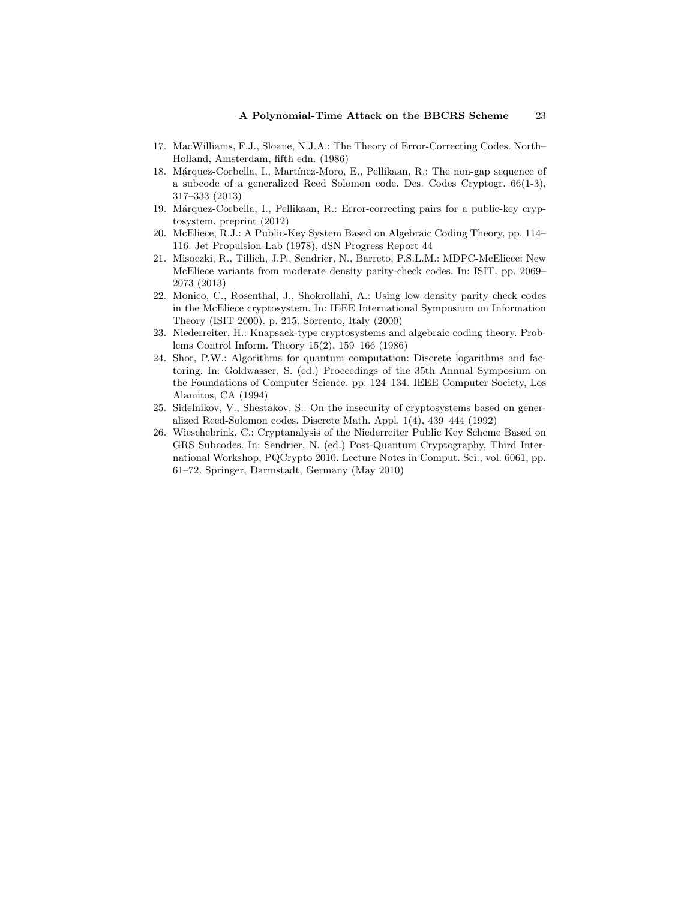17. MacWilliams, F.J., Sloane, N.J.A.: The Theory of Error-Correcting Codes. North–Holland, Amsterdam, fifth edn. (1986)
18. Márquez-Corbella, I., Martínez-Moro, E., Pellikaan, R.: The non-gap sequence of a subcode of a generalized Reed–Solomon code. Des. Codes Cryptogr. 66(1-3), 317–333 (2013)
19. Márquez-Corbella, I., Pellikaan, R.: Error-correcting pairs for a public-key cryptosystem. preprint (2012)
20. McEliece, R.J.: A Public-Key System Based on Algebraic Coding Theory, pp. 114–116. Jet Propulsion Lab (1978), dSN Progress Report 44
21. Misoczki, R., Tillich, J.P., Sendrier, N., Barreto, P.S.L.M.: MDPC-McEliece: New McEliece variants from moderate density parity-check codes. In: ISIT. pp. 2069–2073 (2013)
22. Monico, C., Rosenthal, J., Shokrollahi, A.: Using low density parity check codes in the McEliece cryptosystem. In: IEEE International Symposium on Information Theory (ISIT 2000). p. 215. Sorrento, Italy (2000)
23. Niederreiter, H.: Knapsack-type cryptosystems and algebraic coding theory. Problems Control Inform. Theory 15(2), 159–166 (1986)
24. Shor, P.W.: Algorithms for quantum computation: Discrete logarithms and factoring. In: Goldwasser, S. (ed.) Proceedings of the 35th Annual Symposium on the Foundations of Computer Science. pp. 124–134. IEEE Computer Society, Los Alamitos, CA (1994)
25. Sidelnikov, V., Shestakov, S.: On the insecurity of cryptosystems based on generalized Reed-Solomon codes. Discrete Math. Appl. 1(4), 439–444 (1992)
26. Wieschebrink, C.: Cryptanalysis of the Niederreiter Public Key Scheme Based on GRS Subcodes. In: Sendrier, N. (ed.) Post-Quantum Cryptography, Third International Workshop, PQCrypto 2010. Lecture Notes in Comput. Sci., vol. 6061, pp. 61–72. Springer, Darmstadt, Germany (May 2010)